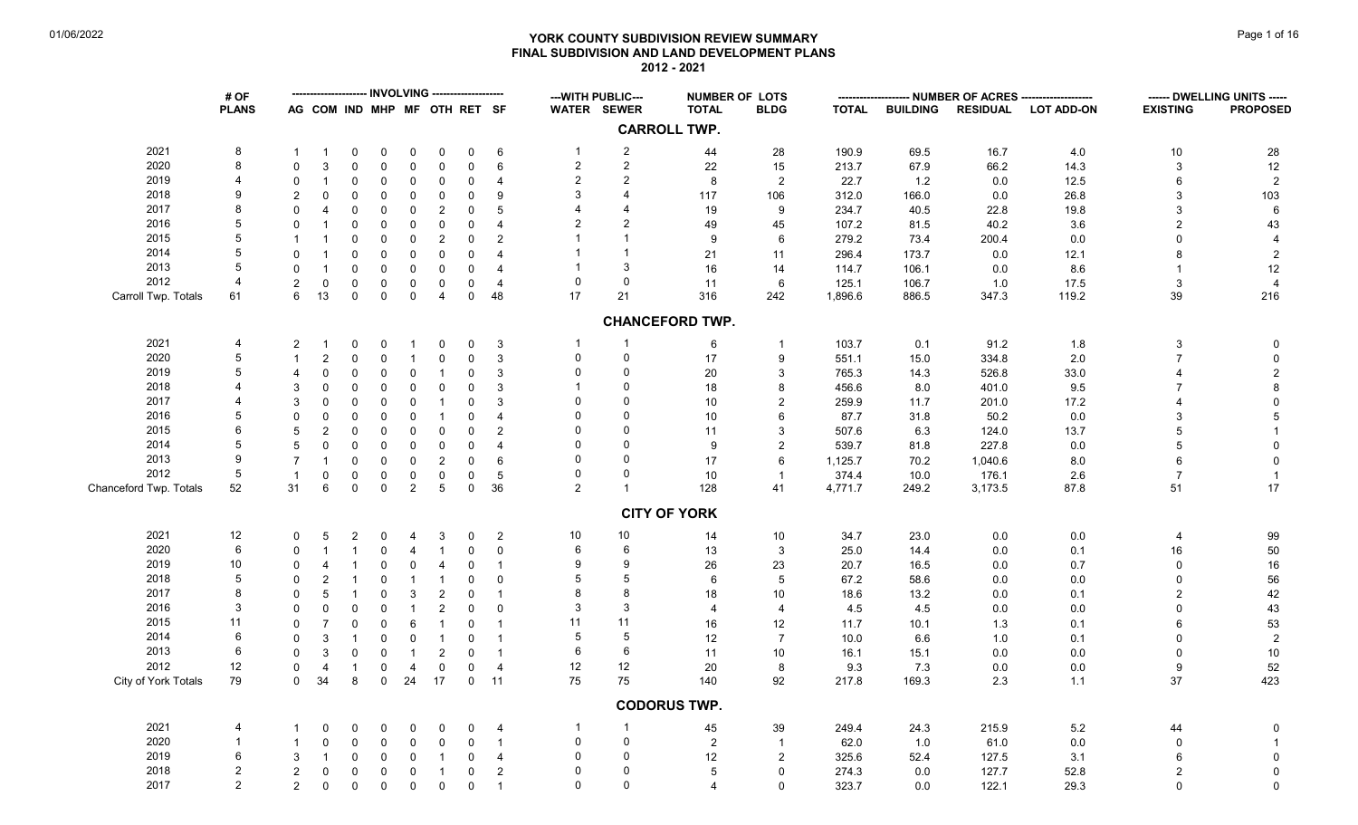# YORK COUNTY SUBDIVISION REVIEW SUMMARY
## FINAL SUBDIVISION AND LAND DEVELOPMENT PLANS
### 2012 - 2021

| | # OF | INVOLVING | | | | | | | | WITH PUBLIC | | NUMBER OF LOTS | | NUMBER OF ACRES | | | | DWELLING UNITS | |
|---|---|---|---|---|---|---|---|---|---|---|---|---|---|---|---|---|---|---|---|
| | PLANS | AG | COM | IND | MHP | MF | OTH | RET | SF | WATER | SEWER | TOTAL | BLDG | TOTAL | BUILDING | RESIDUAL | LOT ADD-ON | EXISTING | PROPOSED |
| **CARROLL TWP.** | | | | | | | | | | | | | | | | | | | |
| 2021 | 8 | 1 | 1 | 0 | 0 | 0 | 0 | 0 | 6 | 1 | 2 | 44 | 28 | 190.9 | 69.5 | 16.7 | 4.0 | 10 | 28 |
| 2020 | 8 | 0 | 3 | 0 | 0 | 0 | 0 | 0 | 6 | 2 | 2 | 22 | 15 | 213.7 | 67.9 | 66.2 | 14.3 | 3 | 12 |
| 2019 | 4 | 0 | 1 | 0 | 0 | 0 | 0 | 0 | 4 | 2 | 2 | 8 | 2 | 22.7 | 1.2 | 0.0 | 12.5 | 6 | 2 |
| 2018 | 9 | 2 | 0 | 0 | 0 | 0 | 0 | 0 | 9 | 3 | 4 | 117 | 106 | 312.0 | 166.0 | 0.0 | 26.8 | 3 | 103 |
| 2017 | 8 | 0 | 4 | 0 | 0 | 0 | 2 | 0 | 5 | 4 | 4 | 19 | 9 | 234.7 | 40.5 | 22.8 | 19.8 | 3 | 6 |
| 2016 | 5 | 0 | 1 | 0 | 0 | 0 | 0 | 0 | 4 | 2 | 2 | 49 | 45 | 107.2 | 81.5 | 40.2 | 3.6 | 2 | 43 |
| 2015 | 5 | 1 | 1 | 0 | 0 | 0 | 2 | 0 | 2 | 1 | 1 | 9 | 6 | 279.2 | 73.4 | 200.4 | 0.0 | 0 | 4 |
| 2014 | 5 | 0 | 1 | 0 | 0 | 0 | 0 | 0 | 4 | 1 | 1 | 21 | 11 | 296.4 | 173.7 | 0.0 | 12.1 | 8 | 2 |
| 2013 | 5 | 0 | 1 | 0 | 0 | 0 | 0 | 0 | 4 | 1 | 3 | 16 | 14 | 114.7 | 106.1 | 0.0 | 8.6 | 1 | 12 |
| 2012 | 4 | 2 | 0 | 0 | 0 | 0 | 0 | 0 | 4 | 0 | 0 | 11 | 6 | 125.1 | 106.7 | 1.0 | 17.5 | 3 | 4 |
| Carroll Twp. Totals | 61 | 6 | 13 | 0 | 0 | 0 | 4 | 0 | 48 | 17 | 21 | 316 | 242 | 1,896.6 | 886.5 | 347.3 | 119.2 | 39 | 216 |
| **CHANCEFORD TWP.** | | | | | | | | | | | | | | | | | | | |
| 2021 | 4 | 2 | 1 | 0 | 0 | 1 | 0 | 0 | 3 | 1 | 1 | 6 | 1 | 103.7 | 0.1 | 91.2 | 1.8 | 3 | 0 |
| 2020 | 5 | 1 | 2 | 0 | 0 | 1 | 0 | 0 | 3 | 0 | 0 | 17 | 9 | 551.1 | 15.0 | 334.8 | 2.0 | 7 | 0 |
| 2019 | 5 | 4 | 0 | 0 | 0 | 0 | 1 | 0 | 3 | 0 | 0 | 20 | 3 | 765.3 | 14.3 | 526.8 | 33.0 | 4 | 2 |
| 2018 | 4 | 3 | 0 | 0 | 0 | 0 | 0 | 0 | 3 | 1 | 0 | 18 | 8 | 456.6 | 8.0 | 401.0 | 9.5 | 7 | 8 |
| 2017 | 4 | 3 | 0 | 0 | 0 | 0 | 1 | 0 | 3 | 0 | 0 | 10 | 2 | 259.9 | 11.7 | 201.0 | 17.2 | 4 | 0 |
| 2016 | 5 | 0 | 0 | 0 | 0 | 0 | 1 | 0 | 4 | 0 | 0 | 10 | 6 | 87.7 | 31.8 | 50.2 | 0.0 | 3 | 5 |
| 2015 | 6 | 5 | 2 | 0 | 0 | 0 | 0 | 0 | 2 | 0 | 0 | 11 | 3 | 507.6 | 6.3 | 124.0 | 13.7 | 5 | 1 |
| 2014 | 5 | 5 | 0 | 0 | 0 | 0 | 0 | 0 | 4 | 0 | 0 | 9 | 2 | 539.7 | 81.8 | 227.8 | 0.0 | 5 | 0 |
| 2013 | 9 | 7 | 1 | 0 | 0 | 0 | 2 | 0 | 6 | 0 | 0 | 17 | 6 | 1,125.7 | 70.2 | 1,040.6 | 8.0 | 6 | 0 |
| 2012 | 5 | 1 | 0 | 0 | 0 | 0 | 0 | 0 | 5 | 0 | 0 | 10 | 1 | 374.4 | 10.0 | 176.1 | 2.6 | 7 | 1 |
| Chanceford Twp. Totals | 52 | 31 | 6 | 0 | 0 | 2 | 5 | 0 | 36 | 2 | 1 | 128 | 41 | 4,771.7 | 249.2 | 3,173.5 | 87.8 | 51 | 17 |
| **CITY OF YORK** | | | | | | | | | | | | | | | | | | | |
| 2021 | 12 | 0 | 5 | 2 | 0 | 4 | 3 | 0 | 2 | 10 | 10 | 14 | 10 | 34.7 | 23.0 | 0.0 | 0.0 | 4 | 99 |
| 2020 | 6 | 0 | 1 | 1 | 0 | 4 | 1 | 0 | 0 | 6 | 6 | 13 | 3 | 25.0 | 14.4 | 0.0 | 0.1 | 16 | 50 |
| 2019 | 10 | 0 | 4 | 1 | 0 | 0 | 4 | 0 | 1 | 9 | 9 | 26 | 23 | 20.7 | 16.5 | 0.0 | 0.7 | 0 | 16 |
| 2018 | 5 | 0 | 2 | 1 | 0 | 1 | 1 | 0 | 0 | 5 | 5 | 6 | 5 | 67.2 | 58.6 | 0.0 | 0.0 | 0 | 56 |
| 2017 | 8 | 0 | 5 | 1 | 0 | 3 | 2 | 0 | 1 | 8 | 8 | 18 | 10 | 18.6 | 13.2 | 0.0 | 0.1 | 2 | 42 |
| 2016 | 3 | 0 | 0 | 0 | 0 | 1 | 2 | 0 | 0 | 3 | 3 | 4 | 4 | 4.5 | 4.5 | 0.0 | 0.0 | 0 | 43 |
| 2015 | 11 | 0 | 7 | 0 | 0 | 6 | 1 | 0 | 1 | 11 | 11 | 16 | 12 | 11.7 | 10.1 | 1.3 | 0.1 | 6 | 53 |
| 2014 | 6 | 0 | 3 | 1 | 0 | 0 | 1 | 0 | 1 | 5 | 5 | 12 | 7 | 10.0 | 6.6 | 1.0 | 0.1 | 0 | 2 |
| 2013 | 6 | 0 | 3 | 0 | 0 | 1 | 2 | 0 | 1 | 6 | 6 | 11 | 10 | 16.1 | 15.1 | 0.0 | 0.0 | 0 | 10 |
| 2012 | 12 | 0 | 4 | 1 | 0 | 4 | 0 | 0 | 4 | 12 | 12 | 20 | 8 | 9.3 | 7.3 | 0.0 | 0.0 | 9 | 52 |
| City of York Totals | 79 | 0 | 34 | 8 | 0 | 24 | 17 | 0 | 11 | 75 | 75 | 140 | 92 | 217.8 | 169.3 | 2.3 | 1.1 | 37 | 423 |
| **CODORUS TWP.** | | | | | | | | | | | | | | | | | | | |
| 2021 | 4 | 1 | 0 | 0 | 0 | 0 | 0 | 0 | 4 | 1 | 1 | 45 | 39 | 249.4 | 24.3 | 215.9 | 5.2 | 44 | 0 |
| 2020 | 1 | 1 | 0 | 0 | 0 | 0 | 0 | 0 | 1 | 0 | 0 | 2 | 1 | 62.0 | 1.0 | 61.0 | 0.0 | 0 | 1 |
| 2019 | 6 | 3 | 1 | 0 | 0 | 0 | 1 | 0 | 4 | 0 | 0 | 12 | 2 | 325.6 | 52.4 | 127.5 | 3.1 | 6 | 0 |
| 2018 | 2 | 2 | 0 | 0 | 0 | 0 | 1 | 0 | 2 | 0 | 0 | 5 | 0 | 274.3 | 0.0 | 127.7 | 52.8 | 2 | 0 |
| 2017 | 2 | 2 | 0 | 0 | 0 | 0 | 0 | 0 | 1 | 0 | 0 | 4 | 0 | 323.7 | 0.0 | 122.1 | 29.3 | 0 | 0 |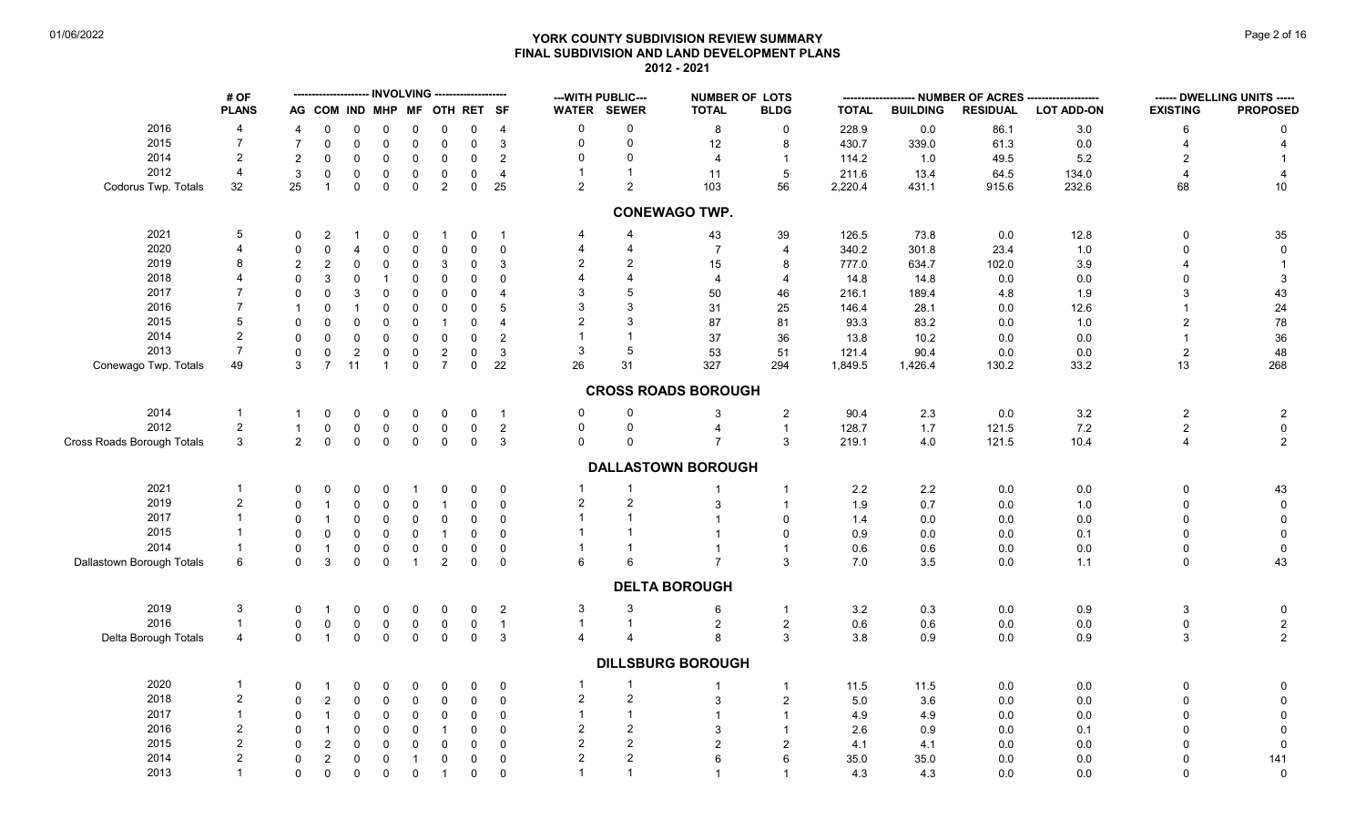# YORK COUNTY SUBDIVISION REVIEW SUMMARY
## FINAL SUBDIVISION AND LAND DEVELOPMENT PLANS
### 2012 - 2021

01/06/2022

| | # OF PLANS | INVOLVING | | | | | | | | WITH PUBLIC | | NUMBER OF LOTS | | NUMBER OF ACRES | | | | DWELLING UNITS | |
|---|---|---|---|---|---|---|---|---|---|---|---|---|---|---|---|---|---|---|---|
| | | AG | COM | IND | MHP | MF | OTH | RET | SF | WATER | SEWER | TOTAL | BLDG | TOTAL | BUILDING | RESIDUAL | LOT ADD-ON | EXISTING | PROPOSED |
| 2016 | 4 | 4 | 0 | 0 | 0 | 0 | 0 | 0 | 4 | 0 | 0 | 8 | 0 | 228.9 | 0.0 | 86.1 | 3.0 | 6 | 0 |
| 2015 | 7 | 7 | 0 | 0 | 0 | 0 | 0 | 0 | 3 | 0 | 0 | 12 | 8 | 430.7 | 339.0 | 61.3 | 0.0 | 4 | 4 |
| 2014 | 2 | 2 | 0 | 0 | 0 | 0 | 0 | 0 | 2 | 0 | 0 | 4 | 1 | 114.2 | 1.0 | 49.5 | 5.2 | 2 | 1 |
| 2012 | 4 | 3 | 0 | 0 | 0 | 0 | 0 | 0 | 4 | 1 | 1 | 11 | 5 | 211.6 | 13.4 | 64.5 | 134.0 | 4 | 4 |
| Codorus Twp. Totals | 32 | 25 | 1 | 0 | 0 | 0 | 2 | 0 | 25 | 2 | 2 | 103 | 56 | 2,220.4 | 431.1 | 915.6 | 232.6 | 68 | 10 |
| **CONEWAGO TWP.** | | | | | | | | | | | | | | | | | | | |
| 2021 | 5 | 0 | 2 | 1 | 0 | 0 | 1 | 0 | 1 | 4 | 4 | 43 | 39 | 126.5 | 73.8 | 0.0 | 12.8 | 0 | 35 |
| 2020 | 4 | 0 | 0 | 4 | 0 | 0 | 0 | 0 | 0 | 4 | 4 | 7 | 4 | 340.2 | 301.8 | 23.4 | 1.0 | 0 | 0 |
| 2019 | 8 | 2 | 2 | 0 | 0 | 0 | 3 | 0 | 3 | 2 | 2 | 15 | 8 | 777.0 | 634.7 | 102.0 | 3.9 | 4 | 1 |
| 2018 | 4 | 0 | 3 | 0 | 1 | 0 | 0 | 0 | 0 | 4 | 4 | 4 | 4 | 14.8 | 14.8 | 0.0 | 0.0 | 0 | 3 |
| 2017 | 7 | 0 | 0 | 3 | 0 | 0 | 0 | 0 | 4 | 3 | 5 | 50 | 46 | 216.1 | 189.4 | 4.8 | 1.9 | 3 | 43 |
| 2016 | 7 | 1 | 0 | 1 | 0 | 0 | 0 | 0 | 5 | 3 | 3 | 31 | 25 | 146.4 | 28.1 | 0.0 | 12.6 | 1 | 24 |
| 2015 | 5 | 0 | 0 | 0 | 0 | 0 | 1 | 0 | 4 | 2 | 3 | 87 | 81 | 93.3 | 83.2 | 0.0 | 1.0 | 2 | 78 |
| 2014 | 2 | 0 | 0 | 0 | 0 | 0 | 0 | 0 | 2 | 1 | 1 | 37 | 36 | 13.8 | 10.2 | 0.0 | 0.0 | 1 | 36 |
| 2013 | 7 | 0 | 0 | 2 | 0 | 0 | 2 | 0 | 3 | 3 | 5 | 53 | 51 | 121.4 | 90.4 | 0.0 | 0.0 | 2 | 48 |
| Conewago Twp. Totals | 49 | 3 | 7 | 11 | 1 | 0 | 7 | 0 | 22 | 26 | 31 | 327 | 294 | 1,849.5 | 1,426.4 | 130.2 | 33.2 | 13 | 268 |
| **CROSS ROADS BOROUGH** | | | | | | | | | | | | | | | | | | | |
| 2014 | 1 | 1 | 0 | 0 | 0 | 0 | 0 | 0 | 1 | 0 | 0 | 3 | 2 | 90.4 | 2.3 | 0.0 | 3.2 | 2 | 2 |
| 2012 | 2 | 1 | 0 | 0 | 0 | 0 | 0 | 0 | 2 | 0 | 0 | 4 | 1 | 128.7 | 1.7 | 121.5 | 7.2 | 2 | 0 |
| Cross Roads Borough Totals | 3 | 2 | 0 | 0 | 0 | 0 | 0 | 0 | 3 | 0 | 0 | 7 | 3 | 219.1 | 4.0 | 121.5 | 10.4 | 4 | 2 |
| **DALLASTOWN BOROUGH** | | | | | | | | | | | | | | | | | | | |
| 2021 | 1 | 0 | 0 | 0 | 0 | 1 | 0 | 0 | 0 | 1 | 1 | 1 | 1 | 2.2 | 2.2 | 0.0 | 0.0 | 0 | 43 |
| 2019 | 2 | 0 | 1 | 0 | 0 | 0 | 1 | 0 | 0 | 2 | 2 | 3 | 1 | 1.9 | 0.7 | 0.0 | 1.0 | 0 | 0 |
| 2017 | 1 | 0 | 1 | 0 | 0 | 0 | 0 | 0 | 0 | 1 | 1 | 1 | 0 | 1.4 | 0.0 | 0.0 | 0.0 | 0 | 0 |
| 2015 | 1 | 0 | 0 | 0 | 0 | 0 | 1 | 0 | 0 | 1 | 1 | 1 | 0 | 0.9 | 0.0 | 0.0 | 0.1 | 0 | 0 |
| 2014 | 1 | 0 | 1 | 0 | 0 | 0 | 0 | 0 | 0 | 1 | 1 | 1 | 1 | 0.6 | 0.6 | 0.0 | 0.0 | 0 | 0 |
| Dallastown Borough Totals | 6 | 0 | 3 | 0 | 0 | 1 | 2 | 0 | 0 | 6 | 6 | 7 | 3 | 7.0 | 3.5 | 0.0 | 1.1 | 0 | 43 |
| **DELTA BOROUGH** | | | | | | | | | | | | | | | | | | | |
| 2019 | 3 | 0 | 1 | 0 | 0 | 0 | 0 | 0 | 2 | 3 | 3 | 6 | 1 | 3.2 | 0.3 | 0.0 | 0.9 | 3 | 0 |
| 2016 | 1 | 0 | 0 | 0 | 0 | 0 | 0 | 0 | 1 | 1 | 1 | 2 | 2 | 0.6 | 0.6 | 0.0 | 0.0 | 0 | 2 |
| Delta Borough Totals | 4 | 0 | 1 | 0 | 0 | 0 | 0 | 0 | 3 | 4 | 4 | 8 | 3 | 3.8 | 0.9 | 0.0 | 0.9 | 3 | 2 |
| **DILLSBURG BOROUGH** | | | | | | | | | | | | | | | | | | | |
| 2020 | 1 | 0 | 1 | 0 | 0 | 0 | 0 | 0 | 0 | 1 | 1 | 1 | 1 | 11.5 | 11.5 | 0.0 | 0.0 | 0 | 0 |
| 2018 | 2 | 0 | 2 | 0 | 0 | 0 | 0 | 0 | 0 | 2 | 2 | 3 | 2 | 5.0 | 3.6 | 0.0 | 0.0 | 0 | 0 |
| 2017 | 1 | 0 | 1 | 0 | 0 | 0 | 0 | 0 | 0 | 1 | 1 | 1 | 1 | 4.9 | 4.9 | 0.0 | 0.0 | 0 | 0 |
| 2016 | 2 | 0 | 1 | 0 | 0 | 0 | 1 | 0 | 0 | 2 | 2 | 3 | 1 | 2.6 | 0.9 | 0.0 | 0.1 | 0 | 0 |
| 2015 | 2 | 0 | 2 | 0 | 0 | 0 | 0 | 0 | 0 | 2 | 2 | 2 | 2 | 4.1 | 4.1 | 0.0 | 0.0 | 0 | 0 |
| 2014 | 2 | 0 | 2 | 0 | 0 | 1 | 0 | 0 | 0 | 2 | 2 | 6 | 6 | 35.0 | 35.0 | 0.0 | 0.0 | 0 | 141 |
| 2013 | 1 | 0 | 0 | 0 | 0 | 0 | 1 | 0 | 0 | 1 | 1 | 1 | 1 | 4.3 | 4.3 | 0.0 | 0.0 | 0 | 0 |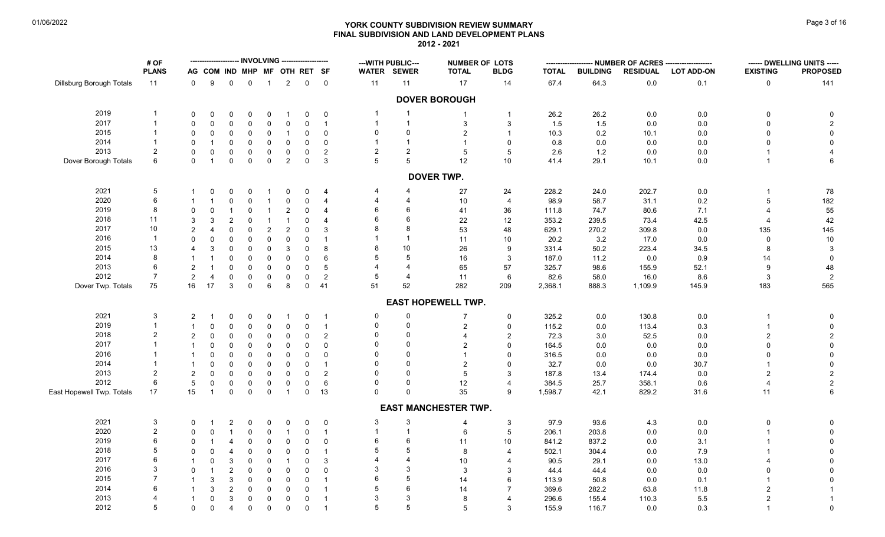# YORK COUNTY SUBDIVISION REVIEW SUMMARY
## FINAL SUBDIVISION AND LAND DEVELOPMENT PLANS
### 2012 - 2021

| | # OF PLANS | INVOLVING | | | | | | | | WITH PUBLIC | | NUMBER OF LOTS | | NUMBER OF ACRES | | | | DWELLING UNITS | |
|---|---|---|---|---|---|---|---|---|---|---|---|---|---|---|---|---|---|---|---|
| | | AG | COM | IND | MHP | MF | OTH | RET | SF | WATER | SEWER | TOTAL | BLDG | TOTAL | BUILDING | RESIDUAL | LOT ADD-ON | EXISTING | PROPOSED |
| Dillsburg Borough Totals | 11 | 0 | 9 | 0 | 0 | 1 | 2 | 0 | 0 | 11 | 11 | 17 | 14 | 67.4 | 64.3 | 0.0 | 0.1 | 0 | 141 |
| **DOVER BOROUGH** | | | | | | | | | | | | | | | | | | | |
| 2019 | 1 | 0 | 0 | 0 | 0 | 0 | 1 | 0 | 0 | 1 | 1 | 1 | 1 | 26.2 | 26.2 | 0.0 | 0.0 | 0 | 0 |
| 2017 | 1 | 0 | 0 | 0 | 0 | 0 | 0 | 0 | 1 | 1 | 1 | 3 | 3 | 1.5 | 1.5 | 0.0 | 0.0 | 0 | 2 |
| 2015 | 1 | 0 | 0 | 0 | 0 | 0 | 1 | 0 | 0 | 0 | 0 | 2 | 1 | 10.3 | 0.2 | 10.1 | 0.0 | 0 | 0 |
| 2014 | 1 | 0 | 1 | 0 | 0 | 0 | 0 | 0 | 0 | 1 | 1 | 1 | 0 | 0.8 | 0.0 | 0.0 | 0.0 | 0 | 0 |
| 2013 | 2 | 0 | 0 | 0 | 0 | 0 | 0 | 0 | 2 | 2 | 2 | 5 | 5 | 2.6 | 1.2 | 0.0 | 0.0 | 1 | 4 |
| Dover Borough Totals | 6 | 0 | 1 | 0 | 0 | 0 | 2 | 0 | 3 | 5 | 5 | 12 | 10 | 41.4 | 29.1 | 10.1 | 0.0 | 1 | 6 |
| **DOVER TWP.** | | | | | | | | | | | | | | | | | | | |
| 2021 | 5 | 1 | 0 | 0 | 0 | 1 | 0 | 0 | 4 | 4 | 4 | 27 | 24 | 228.2 | 24.0 | 202.7 | 0.0 | 1 | 78 |
| 2020 | 6 | 1 | 1 | 0 | 0 | 1 | 0 | 0 | 4 | 4 | 4 | 10 | 4 | 98.9 | 58.7 | 31.1 | 0.2 | 5 | 182 |
| 2019 | 8 | 0 | 0 | 1 | 0 | 1 | 2 | 0 | 4 | 6 | 6 | 41 | 36 | 111.8 | 74.7 | 80.6 | 7.1 | 4 | 55 |
| 2018 | 11 | 3 | 3 | 2 | 0 | 1 | 1 | 0 | 4 | 6 | 6 | 22 | 12 | 353.2 | 239.5 | 73.4 | 42.5 | 4 | 42 |
| 2017 | 10 | 2 | 4 | 0 | 0 | 2 | 2 | 0 | 3 | 8 | 8 | 53 | 48 | 629.1 | 270.2 | 309.8 | 0.0 | 135 | 145 |
| 2016 | 1 | 0 | 0 | 0 | 0 | 0 | 0 | 0 | 1 | 1 | 1 | 11 | 10 | 20.2 | 3.2 | 17.0 | 0.0 | 0 | 10 |
| 2015 | 13 | 4 | 3 | 0 | 0 | 0 | 3 | 0 | 8 | 8 | 10 | 26 | 9 | 331.4 | 50.2 | 223.4 | 34.5 | 8 | 3 |
| 2014 | 8 | 1 | 1 | 0 | 0 | 0 | 0 | 0 | 6 | 5 | 5 | 16 | 3 | 187.0 | 11.2 | 0.0 | 0.9 | 14 | 0 |
| 2013 | 6 | 2 | 1 | 0 | 0 | 0 | 0 | 0 | 5 | 4 | 4 | 65 | 57 | 325.7 | 98.6 | 155.9 | 52.1 | 9 | 48 |
| 2012 | 7 | 2 | 4 | 0 | 0 | 0 | 0 | 0 | 2 | 5 | 4 | 11 | 6 | 82.6 | 58.0 | 16.0 | 8.6 | 3 | 2 |
| Dover Twp. Totals | 75 | 16 | 17 | 3 | 0 | 6 | 8 | 0 | 41 | 51 | 52 | 282 | 209 | 2,368.1 | 888.3 | 1,109.9 | 145.9 | 183 | 565 |
| **EAST HOPEWELL TWP.** | | | | | | | | | | | | | | | | | | | |
| 2021 | 3 | 2 | 1 | 0 | 0 | 0 | 1 | 0 | 1 | 0 | 0 | 7 | 0 | 325.2 | 0.0 | 130.8 | 0.0 | 1 | 0 |
| 2019 | 1 | 1 | 0 | 0 | 0 | 0 | 0 | 0 | 1 | 0 | 0 | 2 | 0 | 115.2 | 0.0 | 113.4 | 0.3 | 1 | 0 |
| 2018 | 2 | 2 | 0 | 0 | 0 | 0 | 0 | 0 | 2 | 0 | 0 | 4 | 2 | 72.3 | 3.0 | 52.5 | 0.0 | 2 | 2 |
| 2017 | 1 | 1 | 0 | 0 | 0 | 0 | 0 | 0 | 0 | 0 | 0 | 2 | 0 | 164.5 | 0.0 | 0.0 | 0.0 | 0 | 0 |
| 2016 | 1 | 1 | 0 | 0 | 0 | 0 | 0 | 0 | 0 | 0 | 0 | 1 | 0 | 316.5 | 0.0 | 0.0 | 0.0 | 0 | 0 |
| 2014 | 1 | 1 | 0 | 0 | 0 | 0 | 0 | 0 | 1 | 0 | 0 | 2 | 0 | 32.7 | 0.0 | 0.0 | 30.7 | 1 | 0 |
| 2013 | 2 | 2 | 0 | 0 | 0 | 0 | 0 | 0 | 2 | 0 | 0 | 5 | 3 | 187.8 | 13.4 | 174.4 | 0.0 | 2 | 2 |
| 2012 | 6 | 5 | 0 | 0 | 0 | 0 | 0 | 0 | 6 | 0 | 0 | 12 | 4 | 384.5 | 25.7 | 358.1 | 0.6 | 4 | 2 |
| East Hopewell Twp. Totals | 17 | 15 | 1 | 0 | 0 | 0 | 1 | 0 | 13 | 0 | 0 | 35 | 9 | 1,598.7 | 42.1 | 829.2 | 31.6 | 11 | 6 |
| **EAST MANCHESTER TWP.** | | | | | | | | | | | | | | | | | | | |
| 2021 | 3 | 0 | 1 | 2 | 0 | 0 | 0 | 0 | 0 | 3 | 3 | 4 | 3 | 97.9 | 93.6 | 4.3 | 0.0 | 0 | 0 |
| 2020 | 2 | 0 | 0 | 1 | 0 | 0 | 1 | 0 | 1 | 1 | 1 | 6 | 5 | 206.1 | 203.8 | 0.0 | 0.0 | 1 | 0 |
| 2019 | 6 | 0 | 1 | 4 | 0 | 0 | 0 | 0 | 0 | 6 | 6 | 11 | 10 | 841.2 | 837.2 | 0.0 | 3.1 | 1 | 0 |
| 2018 | 5 | 0 | 0 | 4 | 0 | 0 | 0 | 0 | 1 | 5 | 5 | 8 | 4 | 502.1 | 304.4 | 0.0 | 7.9 | 1 | 0 |
| 2017 | 6 | 1 | 0 | 3 | 0 | 0 | 1 | 0 | 3 | 4 | 4 | 10 | 4 | 90.5 | 29.1 | 0.0 | 13.0 | 4 | 0 |
| 2016 | 3 | 0 | 1 | 2 | 0 | 0 | 0 | 0 | 0 | 3 | 3 | 3 | 3 | 44.4 | 44.4 | 0.0 | 0.0 | 0 | 0 |
| 2015 | 7 | 1 | 3 | 3 | 0 | 0 | 0 | 0 | 1 | 6 | 5 | 14 | 6 | 113.9 | 50.8 | 0.0 | 0.1 | 1 | 0 |
| 2014 | 6 | 1 | 3 | 2 | 0 | 0 | 0 | 0 | 1 | 5 | 6 | 14 | 7 | 369.6 | 282.2 | 63.8 | 11.8 | 2 | 1 |
| 2013 | 4 | 1 | 0 | 3 | 0 | 0 | 0 | 0 | 1 | 3 | 3 | 8 | 4 | 296.6 | 155.4 | 110.3 | 5.5 | 2 | 1 |
| 2012 | 5 | 0 | 0 | 4 | 0 | 0 | 0 | 0 | 1 | 5 | 5 | 5 | 3 | 155.9 | 116.7 | 0.0 | 0.3 | 1 | 0 |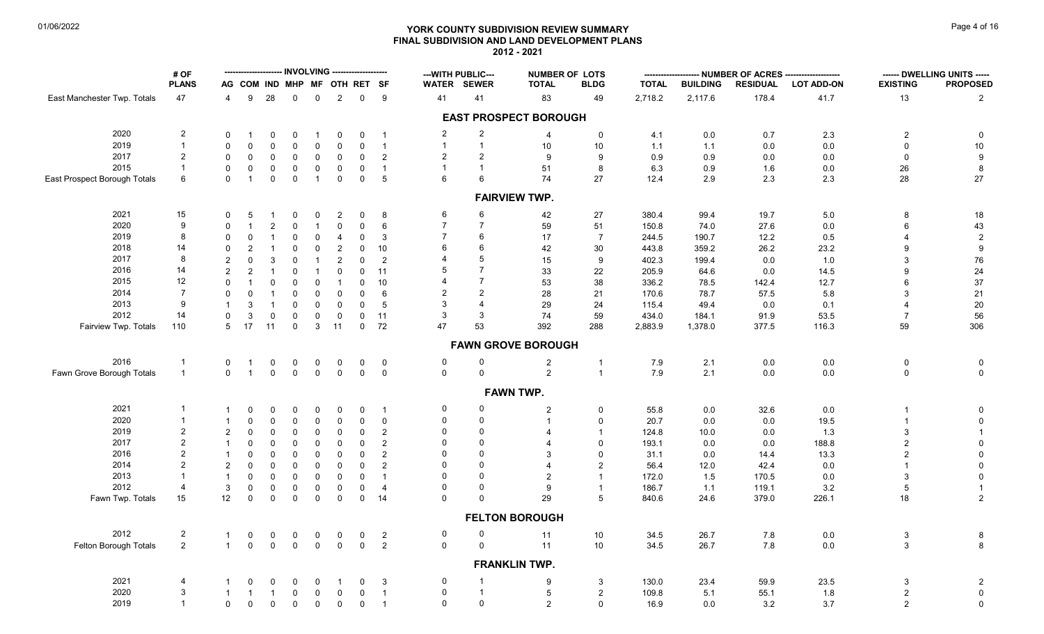# YORK COUNTY SUBDIVISION REVIEW SUMMARY
## FINAL SUBDIVISION AND LAND DEVELOPMENT PLANS
## 2012 - 2021

01/06/2022

| | # OF | INVOLVING | | | | | | | | WITH PUBLIC | | NUMBER OF LOTS | | NUMBER OF ACRES | | | | DWELLING UNITS | |
|---|---|---|---|---|---|---|---|---|---|---|---|---|---|---|---|---|---|---|---|
| | PLANS | AG | COM | IND | MHP | MF | OTH | RET | SF | WATER | SEWER | TOTAL | BLDG | TOTAL | BUILDING | RESIDUAL | LOT ADD-ON | EXISTING | PROPOSED |
| East Manchester Twp. Totals | 47 | 4 | 9 | 28 | 0 | 0 | 2 | 0 | 9 | 41 | 41 | 83 | 49 | 2,718.2 | 2,117.6 | 178.4 | 41.7 | 13 | 2 |
| **EAST PROSPECT BOROUGH** | | | | | | | | | | | | | | | | | | | |
| 2020 | 2 | 0 | 1 | 0 | 0 | 1 | 0 | 0 | 1 | 2 | 2 | 4 | 0 | 4.1 | 0.0 | 0.7 | 2.3 | 2 | 0 |
| 2019 | 1 | 0 | 0 | 0 | 0 | 0 | 0 | 0 | 1 | 1 | 1 | 10 | 10 | 1.1 | 1.1 | 0.0 | 0.0 | 0 | 10 |
| 2017 | 2 | 0 | 0 | 0 | 0 | 0 | 0 | 0 | 2 | 2 | 2 | 9 | 9 | 0.9 | 0.9 | 0.0 | 0.0 | 0 | 9 |
| 2015 | 1 | 0 | 0 | 0 | 0 | 0 | 0 | 0 | 1 | 1 | 1 | 51 | 8 | 6.3 | 0.9 | 1.6 | 0.0 | 26 | 8 |
| East Prospect Borough Totals | 6 | 0 | 1 | 0 | 0 | 1 | 0 | 0 | 5 | 6 | 6 | 74 | 27 | 12.4 | 2.9 | 2.3 | 2.3 | 28 | 27 |
| **FAIRVIEW TWP.** | | | | | | | | | | | | | | | | | | | |
| 2021 | 15 | 0 | 5 | 1 | 0 | 0 | 2 | 0 | 8 | 6 | 6 | 42 | 27 | 380.4 | 99.4 | 19.7 | 5.0 | 8 | 18 |
| 2020 | 9 | 0 | 1 | 2 | 0 | 1 | 0 | 0 | 6 | 7 | 7 | 59 | 51 | 150.8 | 74.0 | 27.6 | 0.0 | 6 | 43 |
| 2019 | 8 | 0 | 0 | 1 | 0 | 0 | 4 | 0 | 3 | 7 | 6 | 17 | 7 | 244.5 | 190.7 | 12.2 | 0.5 | 4 | 2 |
| 2018 | 14 | 0 | 2 | 1 | 0 | 0 | 2 | 0 | 10 | 6 | 6 | 42 | 30 | 443.8 | 359.2 | 26.2 | 23.2 | 9 | 9 |
| 2017 | 8 | 2 | 0 | 3 | 0 | 1 | 2 | 0 | 2 | 4 | 5 | 15 | 9 | 402.3 | 199.4 | 0.0 | 1.0 | 3 | 76 |
| 2016 | 14 | 2 | 2 | 1 | 0 | 1 | 0 | 0 | 11 | 5 | 7 | 33 | 22 | 205.9 | 64.6 | 0.0 | 14.5 | 9 | 24 |
| 2015 | 12 | 0 | 1 | 0 | 0 | 0 | 1 | 0 | 10 | 4 | 7 | 53 | 38 | 336.2 | 78.5 | 142.4 | 12.7 | 6 | 37 |
| 2014 | 7 | 0 | 0 | 1 | 0 | 0 | 0 | 0 | 6 | 2 | 2 | 28 | 21 | 170.6 | 78.7 | 57.5 | 5.8 | 3 | 21 |
| 2013 | 9 | 1 | 3 | 1 | 0 | 0 | 0 | 0 | 5 | 3 | 4 | 29 | 24 | 115.4 | 49.4 | 0.0 | 0.1 | 4 | 20 |
| 2012 | 14 | 0 | 3 | 0 | 0 | 0 | 0 | 0 | 11 | 3 | 3 | 74 | 59 | 434.0 | 184.1 | 91.9 | 53.5 | 7 | 56 |
| Fairview Twp. Totals | 110 | 5 | 17 | 11 | 0 | 3 | 11 | 0 | 72 | 47 | 53 | 392 | 288 | 2,883.9 | 1,378.0 | 377.5 | 116.3 | 59 | 306 |
| **FAWN GROVE BOROUGH** | | | | | | | | | | | | | | | | | | | |
| 2016 | 1 | 0 | 1 | 0 | 0 | 0 | 0 | 0 | 0 | 0 | 0 | 2 | 1 | 7.9 | 2.1 | 0.0 | 0.0 | 0 | 0 |
| Fawn Grove Borough Totals | 1 | 0 | 1 | 0 | 0 | 0 | 0 | 0 | 0 | 0 | 0 | 2 | 1 | 7.9 | 2.1 | 0.0 | 0.0 | 0 | 0 |
| **FAWN TWP.** | | | | | | | | | | | | | | | | | | | |
| 2021 | 1 | 1 | 0 | 0 | 0 | 0 | 0 | 0 | 1 | 0 | 0 | 2 | 0 | 55.8 | 0.0 | 32.6 | 0.0 | 1 | 0 |
| 2020 | 1 | 1 | 0 | 0 | 0 | 0 | 0 | 0 | 0 | 0 | 0 | 1 | 0 | 20.7 | 0.0 | 0.0 | 19.5 | 1 | 0 |
| 2019 | 2 | 2 | 0 | 0 | 0 | 0 | 0 | 0 | 2 | 0 | 0 | 4 | 1 | 124.8 | 10.0 | 0.0 | 1.3 | 3 | 1 |
| 2017 | 2 | 1 | 0 | 0 | 0 | 0 | 0 | 0 | 2 | 0 | 0 | 4 | 0 | 193.1 | 0.0 | 0.0 | 188.8 | 2 | 0 |
| 2016 | 2 | 1 | 0 | 0 | 0 | 0 | 0 | 0 | 2 | 0 | 0 | 3 | 0 | 31.1 | 0.0 | 14.4 | 13.3 | 2 | 0 |
| 2014 | 2 | 2 | 0 | 0 | 0 | 0 | 0 | 0 | 2 | 0 | 0 | 4 | 2 | 56.4 | 12.0 | 42.4 | 0.0 | 1 | 0 |
| 2013 | 1 | 1 | 0 | 0 | 0 | 0 | 0 | 0 | 1 | 0 | 0 | 2 | 1 | 172.0 | 1.5 | 170.5 | 0.0 | 3 | 0 |
| 2012 | 4 | 3 | 0 | 0 | 0 | 0 | 0 | 0 | 4 | 0 | 0 | 9 | 1 | 186.7 | 1.1 | 119.1 | 3.2 | 5 | 1 |
| Fawn Twp. Totals | 15 | 12 | 0 | 0 | 0 | 0 | 0 | 0 | 14 | 0 | 0 | 29 | 5 | 840.6 | 24.6 | 379.0 | 226.1 | 18 | 2 |
| **FELTON BOROUGH** | | | | | | | | | | | | | | | | | | | |
| 2012 | 2 | 1 | 0 | 0 | 0 | 0 | 0 | 0 | 2 | 0 | 0 | 11 | 10 | 34.5 | 26.7 | 7.8 | 0.0 | 3 | 8 |
| Felton Borough Totals | 2 | 1 | 0 | 0 | 0 | 0 | 0 | 0 | 2 | 0 | 0 | 11 | 10 | 34.5 | 26.7 | 7.8 | 0.0 | 3 | 8 |
| **FRANKLIN TWP.** | | | | | | | | | | | | | | | | | | | |
| 2021 | 4 | 1 | 0 | 0 | 0 | 0 | 1 | 0 | 3 | 0 | 1 | 9 | 3 | 130.0 | 23.4 | 59.9 | 23.5 | 3 | 2 |
| 2020 | 3 | 1 | 1 | 1 | 0 | 0 | 0 | 0 | 1 | 0 | 1 | 5 | 2 | 109.8 | 5.1 | 55.1 | 1.8 | 2 | 0 |
| 2019 | 1 | 0 | 0 | 0 | 0 | 0 | 0 | 0 | 1 | 0 | 0 | 2 | 0 | 16.9 | 0.0 | 3.2 | 3.7 | 2 | 0 |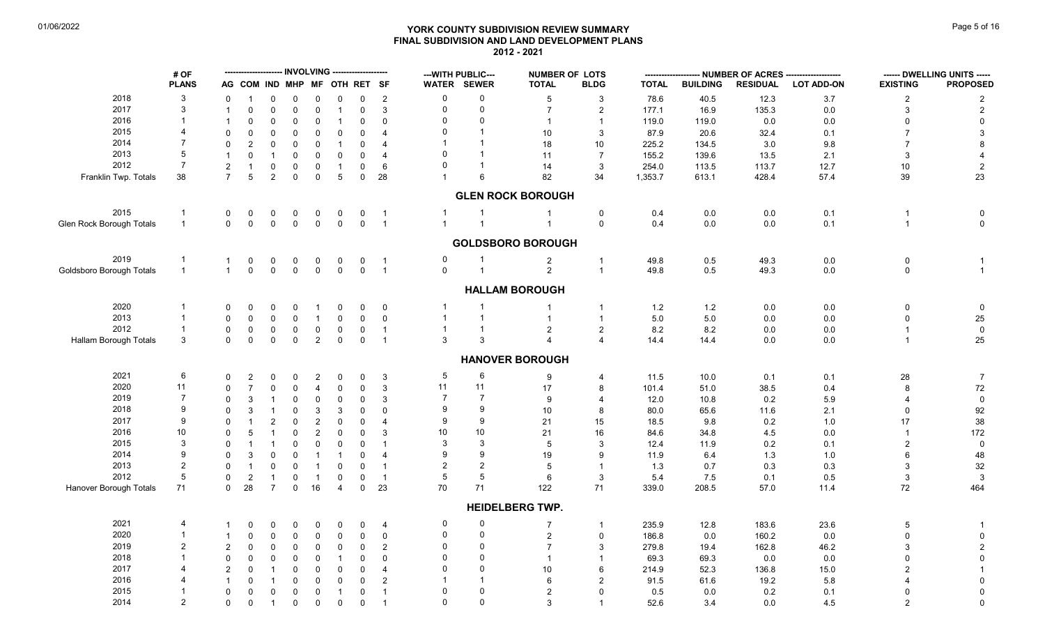# YORK COUNTY SUBDIVISION REVIEW SUMMARY
## FINAL SUBDIVISION AND LAND DEVELOPMENT PLANS
## 2012 - 2021

| | # OF PLANS | INVOLVING | | | | | | | | WITH PUBLIC | | NUMBER OF LOTS | | NUMBER OF ACRES | | | | DWELLING UNITS | |
|---|---|---|---|---|---|---|---|---|---|---|---|---|---|---|---|---|---|---|---|
| | | AG | COM | IND | MHP | MF | OTH | RET | SF | WATER | SEWER | TOTAL | BLDG | TOTAL | BUILDING | RESIDUAL | LOT ADD-ON | EXISTING | PROPOSED |
| 2018 | 3 | 0 | 1 | 0 | 0 | 0 | 0 | 0 | 2 | 0 | 0 | 5 | 3 | 78.6 | 40.5 | 12.3 | 3.7 | 2 | 2 |
| 2017 | 3 | 1 | 0 | 0 | 0 | 0 | 1 | 0 | 3 | 0 | 0 | 7 | 2 | 177.1 | 16.9 | 135.3 | 0.0 | 3 | 2 |
| 2016 | 1 | 1 | 0 | 0 | 0 | 0 | 1 | 0 | 0 | 0 | 0 | 1 | 1 | 119.0 | 119.0 | 0.0 | 0.0 | 0 | 0 |
| 2015 | 4 | 0 | 0 | 0 | 0 | 0 | 0 | 0 | 4 | 0 | 1 | 10 | 3 | 87.9 | 20.6 | 32.4 | 0.1 | 7 | 3 |
| 2014 | 7 | 0 | 2 | 0 | 0 | 0 | 1 | 0 | 4 | 1 | 1 | 18 | 10 | 225.2 | 134.5 | 3.0 | 9.8 | 7 | 8 |
| 2013 | 5 | 1 | 0 | 1 | 0 | 0 | 0 | 0 | 4 | 0 | 1 | 11 | 7 | 155.2 | 139.6 | 13.5 | 2.1 | 3 | 4 |
| 2012 | 7 | 2 | 1 | 0 | 0 | 0 | 1 | 0 | 6 | 0 | 1 | 14 | 3 | 254.0 | 113.5 | 113.7 | 12.7 | 10 | 2 |
| Franklin Twp. Totals | 38 | 7 | 5 | 2 | 0 | 0 | 5 | 0 | 28 | 1 | 6 | 82 | 34 | 1,353.7 | 613.1 | 428.4 | 57.4 | 39 | 23 |
| **GLEN ROCK BOROUGH** | | | | | | | | | | | | | | | | | | | |
| 2015 | 1 | 0 | 0 | 0 | 0 | 0 | 0 | 0 | 1 | 1 | 1 | 1 | 0 | 0.4 | 0.0 | 0.0 | 0.1 | 1 | 0 |
| Glen Rock Borough Totals | 1 | 0 | 0 | 0 | 0 | 0 | 0 | 0 | 1 | 1 | 1 | 1 | 0 | 0.4 | 0.0 | 0.0 | 0.1 | 1 | 0 |
| **GOLDSBORO BOROUGH** | | | | | | | | | | | | | | | | | | | |
| 2019 | 1 | 1 | 0 | 0 | 0 | 0 | 0 | 0 | 1 | 0 | 1 | 2 | 1 | 49.8 | 0.5 | 49.3 | 0.0 | 0 | 1 |
| Goldsboro Borough Totals | 1 | 1 | 0 | 0 | 0 | 0 | 0 | 0 | 1 | 0 | 1 | 2 | 1 | 49.8 | 0.5 | 49.3 | 0.0 | 0 | 1 |
| **HALLAM BOROUGH** | | | | | | | | | | | | | | | | | | | |
| 2020 | 1 | 0 | 0 | 0 | 0 | 1 | 0 | 0 | 0 | 1 | 1 | 1 | 1 | 1.2 | 1.2 | 0.0 | 0.0 | 0 | 0 |
| 2013 | 1 | 0 | 0 | 0 | 0 | 1 | 0 | 0 | 0 | 1 | 1 | 1 | 1 | 5.0 | 5.0 | 0.0 | 0.0 | 0 | 25 |
| 2012 | 1 | 0 | 0 | 0 | 0 | 0 | 0 | 0 | 1 | 1 | 1 | 2 | 2 | 8.2 | 8.2 | 0.0 | 0.0 | 1 | 0 |
| Hallam Borough Totals | 3 | 0 | 0 | 0 | 0 | 2 | 0 | 0 | 1 | 3 | 3 | 4 | 4 | 14.4 | 14.4 | 0.0 | 0.0 | 1 | 25 |
| **HANOVER BOROUGH** | | | | | | | | | | | | | | | | | | | |
| 2021 | 6 | 0 | 2 | 0 | 0 | 2 | 0 | 0 | 3 | 5 | 6 | 9 | 4 | 11.5 | 10.0 | 0.1 | 0.1 | 28 | 7 |
| 2020 | 11 | 0 | 7 | 0 | 0 | 4 | 0 | 0 | 3 | 11 | 11 | 17 | 8 | 101.4 | 51.0 | 38.5 | 0.4 | 8 | 72 |
| 2019 | 7 | 0 | 3 | 1 | 0 | 0 | 0 | 0 | 3 | 7 | 7 | 9 | 4 | 12.0 | 10.8 | 0.2 | 5.9 | 4 | 0 |
| 2018 | 9 | 0 | 3 | 1 | 0 | 3 | 3 | 0 | 0 | 9 | 9 | 10 | 8 | 80.0 | 65.6 | 11.6 | 2.1 | 0 | 92 |
| 2017 | 9 | 0 | 1 | 2 | 0 | 2 | 0 | 0 | 4 | 9 | 9 | 21 | 15 | 18.5 | 9.8 | 0.2 | 1.0 | 17 | 38 |
| 2016 | 10 | 0 | 5 | 1 | 0 | 2 | 0 | 0 | 3 | 10 | 10 | 21 | 16 | 84.6 | 34.8 | 4.5 | 0.0 | 1 | 172 |
| 2015 | 3 | 0 | 1 | 1 | 0 | 0 | 0 | 0 | 1 | 3 | 3 | 5 | 3 | 12.4 | 11.9 | 0.2 | 0.1 | 2 | 0 |
| 2014 | 9 | 0 | 3 | 0 | 0 | 1 | 1 | 0 | 4 | 9 | 9 | 19 | 9 | 11.9 | 6.4 | 1.3 | 1.0 | 6 | 48 |
| 2013 | 2 | 0 | 1 | 0 | 0 | 1 | 0 | 0 | 1 | 2 | 2 | 5 | 1 | 1.3 | 0.7 | 0.3 | 0.3 | 3 | 32 |
| 2012 | 5 | 0 | 2 | 1 | 0 | 1 | 0 | 0 | 1 | 5 | 5 | 6 | 3 | 5.4 | 7.5 | 0.1 | 0.5 | 3 | 3 |
| Hanover Borough Totals | 71 | 0 | 28 | 7 | 0 | 16 | 4 | 0 | 23 | 70 | 71 | 122 | 71 | 339.0 | 208.5 | 57.0 | 11.4 | 72 | 464 |
| **HEIDELBERG TWP.** | | | | | | | | | | | | | | | | | | | |
| 2021 | 4 | 1 | 0 | 0 | 0 | 0 | 0 | 0 | 4 | 0 | 0 | 7 | 1 | 235.9 | 12.8 | 183.6 | 23.6 | 5 | 1 |
| 2020 | 1 | 1 | 0 | 0 | 0 | 0 | 0 | 0 | 0 | 0 | 0 | 2 | 0 | 186.8 | 0.0 | 160.2 | 0.0 | 0 | 0 |
| 2019 | 2 | 2 | 0 | 0 | 0 | 0 | 0 | 0 | 2 | 0 | 0 | 7 | 3 | 279.8 | 19.4 | 162.8 | 46.2 | 3 | 2 |
| 2018 | 1 | 0 | 0 | 0 | 0 | 0 | 1 | 0 | 0 | 0 | 0 | 1 | 1 | 69.3 | 69.3 | 0.0 | 0.0 | 0 | 0 |
| 2017 | 4 | 2 | 0 | 1 | 0 | 0 | 0 | 0 | 4 | 0 | 0 | 10 | 6 | 214.9 | 52.3 | 136.8 | 15.0 | 2 | 1 |
| 2016 | 4 | 1 | 0 | 1 | 0 | 0 | 0 | 0 | 2 | 1 | 1 | 6 | 2 | 91.5 | 61.6 | 19.2 | 5.8 | 4 | 0 |
| 2015 | 1 | 0 | 0 | 0 | 0 | 0 | 1 | 0 | 1 | 0 | 0 | 2 | 0 | 0.5 | 0.0 | 0.2 | 0.1 | 0 | 0 |
| 2014 | 2 | 0 | 0 | 1 | 0 | 0 | 0 | 0 | 1 | 0 | 0 | 3 | 1 | 52.6 | 3.4 | 0.0 | 4.5 | 2 | 0 |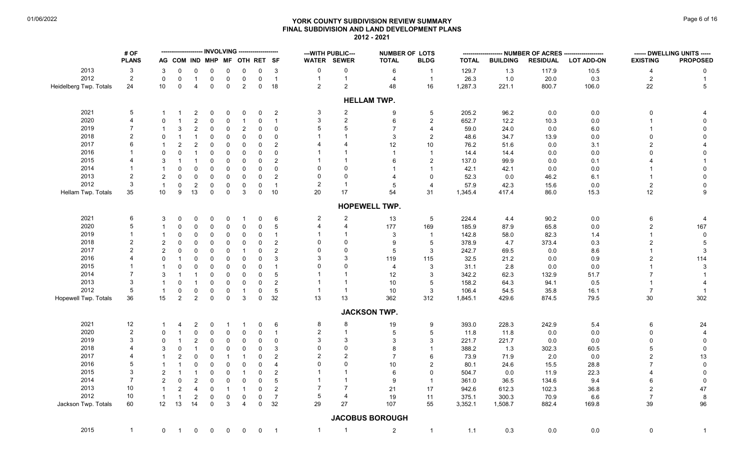# YORK COUNTY SUBDIVISION REVIEW SUMMARY
## FINAL SUBDIVISION AND LAND DEVELOPMENT PLANS
### 2012 - 2021

| | # OF PLANS | INVOLVING | | | | | | | | ---WITH PUBLIC--- | | NUMBER OF LOTS | | NUMBER OF ACRES | | | | DWELLING UNITS | |
|---|---|---|---|---|---|---|---|---|---|---|---|---|---|---|---|---|---|---|---|
| | | AG | COM | IND | MHP | MF | OTH | RET | SF | WATER | SEWER | TOTAL | BLDG | TOTAL | BUILDING | RESIDUAL | LOT ADD-ON | EXISTING | PROPOSED |
| 2013 | 3 | 3 | 0 | 0 | 0 | 0 | 0 | 0 | 3 | 0 | 0 | 6 | 1 | 129.7 | 1.3 | 117.9 | 10.5 | 4 | 0 |
| 2012 | 2 | 0 | 0 | 1 | 0 | 0 | 0 | 0 | 1 | 1 | 1 | 4 | 1 | 26.3 | 1.0 | 20.0 | 0.3 | 2 | 1 |
| Heidelberg Twp. Totals | 24 | 10 | 0 | 4 | 0 | 0 | 2 | 0 | 18 | 2 | 2 | 48 | 16 | 1,287.3 | 221.1 | 800.7 | 106.0 | 22 | 5 |
| **HELLAM TWP.** | | | | | | | | | | | | | | | | | | | |
| 2021 | 5 | 1 | 1 | 2 | 0 | 0 | 0 | 0 | 2 | 3 | 2 | 9 | 5 | 205.2 | 96.2 | 0.0 | 0.0 | 0 | 4 |
| 2020 | 4 | 0 | 1 | 2 | 0 | 0 | 1 | 0 | 1 | 3 | 2 | 6 | 2 | 652.7 | 12.2 | 10.3 | 0.0 | 1 | 0 |
| 2019 | 7 | 1 | 3 | 2 | 0 | 0 | 2 | 0 | 0 | 5 | 5 | 7 | 4 | 59.0 | 24.0 | 0.0 | 6.0 | 1 | 0 |
| 2018 | 2 | 0 | 1 | 1 | 0 | 0 | 0 | 0 | 0 | 1 | 1 | 3 | 2 | 48.6 | 34.7 | 13.9 | 0.0 | 0 | 0 |
| 2017 | 6 | 1 | 2 | 2 | 0 | 0 | 0 | 0 | 2 | 4 | 4 | 12 | 10 | 76.2 | 51.6 | 0.0 | 3.1 | 2 | 4 |
| 2016 | 1 | 0 | 0 | 1 | 0 | 0 | 0 | 0 | 0 | 1 | 1 | 1 | 1 | 14.4 | 14.4 | 0.0 | 0.0 | 0 | 0 |
| 2015 | 4 | 3 | 1 | 1 | 0 | 0 | 0 | 0 | 2 | 1 | 1 | 6 | 2 | 137.0 | 99.9 | 0.0 | 0.1 | 4 | 1 |
| 2014 | 1 | 1 | 0 | 0 | 0 | 0 | 0 | 0 | 0 | 0 | 0 | 1 | 1 | 42.1 | 42.1 | 0.0 | 0.0 | 1 | 0 |
| 2013 | 2 | 2 | 0 | 0 | 0 | 0 | 0 | 0 | 2 | 0 | 0 | 4 | 0 | 52.3 | 0.0 | 46.2 | 6.1 | 1 | 0 |
| 2012 | 3 | 1 | 0 | 2 | 0 | 0 | 0 | 0 | 1 | 2 | 1 | 5 | 4 | 57.9 | 42.3 | 15.6 | 0.0 | 2 | 0 |
| Hellam Twp. Totals | 35 | 10 | 9 | 13 | 0 | 0 | 3 | 0 | 10 | 20 | 17 | 54 | 31 | 1,345.4 | 417.4 | 86.0 | 15.3 | 12 | 9 |
| **HOPEWELL TWP.** | | | | | | | | | | | | | | | | | | | |
| 2021 | 6 | 3 | 0 | 0 | 0 | 0 | 1 | 0 | 6 | 2 | 2 | 13 | 5 | 224.4 | 4.4 | 90.2 | 0.0 | 6 | 4 |
| 2020 | 5 | 1 | 0 | 0 | 0 | 0 | 0 | 0 | 5 | 4 | 4 | 177 | 169 | 185.9 | 87.9 | 65.8 | 0.0 | 2 | 167 |
| 2019 | 1 | 1 | 0 | 0 | 0 | 0 | 0 | 0 | 1 | 1 | 1 | 3 | 1 | 142.8 | 58.0 | 82.3 | 1.4 | 1 | 0 |
| 2018 | 2 | 2 | 0 | 0 | 0 | 0 | 0 | 0 | 2 | 0 | 0 | 9 | 5 | 378.9 | 4.7 | 373.4 | 0.3 | 2 | 5 |
| 2017 | 2 | 2 | 0 | 0 | 0 | 0 | 1 | 0 | 2 | 0 | 0 | 5 | 3 | 242.7 | 69.5 | 0.0 | 8.6 | 1 | 3 |
| 2016 | 4 | 0 | 1 | 0 | 0 | 0 | 0 | 0 | 3 | 3 | 3 | 119 | 115 | 32.5 | 21.2 | 0.0 | 0.9 | 2 | 114 |
| 2015 | 1 | 1 | 0 | 0 | 0 | 0 | 0 | 0 | 1 | 0 | 0 | 4 | 3 | 31.1 | 2.8 | 0.0 | 0.0 | 1 | 3 |
| 2014 | 7 | 3 | 1 | 1 | 0 | 0 | 0 | 0 | 5 | 1 | 1 | 12 | 3 | 342.2 | 62.3 | 132.9 | 51.7 | 7 | 1 |
| 2013 | 3 | 1 | 0 | 1 | 0 | 0 | 0 | 0 | 2 | 1 | 1 | 10 | 5 | 158.2 | 64.3 | 94.1 | 0.5 | 1 | 4 |
| 2012 | 5 | 1 | 0 | 0 | 0 | 0 | 1 | 0 | 5 | 1 | 1 | 10 | 3 | 106.4 | 54.5 | 35.8 | 16.1 | 7 | 1 |
| Hopewell Twp. Totals | 36 | 15 | 2 | 2 | 0 | 0 | 3 | 0 | 32 | 13 | 13 | 362 | 312 | 1,845.1 | 429.6 | 874.5 | 79.5 | 30 | 302 |
| **JACKSON TWP.** | | | | | | | | | | | | | | | | | | | |
| 2021 | 12 | 1 | 4 | 2 | 0 | 1 | 1 | 0 | 6 | 8 | 8 | 19 | 9 | 393.0 | 228.3 | 242.9 | 5.4 | 6 | 24 |
| 2020 | 2 | 0 | 1 | 0 | 0 | 0 | 0 | 0 | 1 | 2 | 1 | 5 | 5 | 11.8 | 11.8 | 0.0 | 0.0 | 0 | 4 |
| 2019 | 3 | 0 | 1 | 2 | 0 | 0 | 0 | 0 | 0 | 3 | 3 | 3 | 3 | 221.7 | 221.7 | 0.0 | 0.0 | 0 | 0 |
| 2018 | 4 | 3 | 0 | 1 | 0 | 0 | 0 | 0 | 3 | 0 | 0 | 8 | 1 | 388.2 | 1.3 | 302.3 | 60.5 | 5 | 0 |
| 2017 | 4 | 1 | 2 | 0 | 0 | 1 | 1 | 0 | 2 | 2 | 2 | 7 | 6 | 73.9 | 71.9 | 2.0 | 0.0 | 2 | 13 |
| 2016 | 5 | 1 | 1 | 0 | 0 | 0 | 0 | 0 | 4 | 0 | 0 | 10 | 2 | 80.1 | 24.6 | 15.5 | 28.8 | 7 | 0 |
| 2015 | 3 | 2 | 1 | 1 | 0 | 0 | 1 | 0 | 2 | 1 | 1 | 6 | 0 | 504.7 | 0.0 | 11.9 | 22.3 | 4 | 0 |
| 2014 | 7 | 2 | 0 | 2 | 0 | 0 | 0 | 0 | 5 | 1 | 1 | 9 | 1 | 361.0 | 36.5 | 134.6 | 9.4 | 6 | 0 |
| 2013 | 10 | 1 | 2 | 4 | 0 | 1 | 1 | 0 | 2 | 7 | 7 | 21 | 17 | 942.6 | 612.3 | 102.3 | 36.8 | 2 | 47 |
| 2012 | 10 | 1 | 1 | 2 | 0 | 0 | 0 | 0 | 7 | 5 | 4 | 19 | 11 | 375.1 | 300.3 | 70.9 | 6.6 | 7 | 8 |
| Jackson Twp. Totals | 60 | 12 | 13 | 14 | 0 | 3 | 4 | 0 | 32 | 29 | 27 | 107 | 55 | 3,352.1 | 1,508.7 | 882.4 | 169.8 | 39 | 96 |
| **JACOBUS BOROUGH** | | | | | | | | | | | | | | | | | | | |
| 2015 | 1 | 0 | 1 | 0 | 0 | 0 | 0 | 0 | 1 | 1 | 1 | 2 | 1 | 1.1 | 0.3 | 0.0 | 0.0 | 0 | 1 |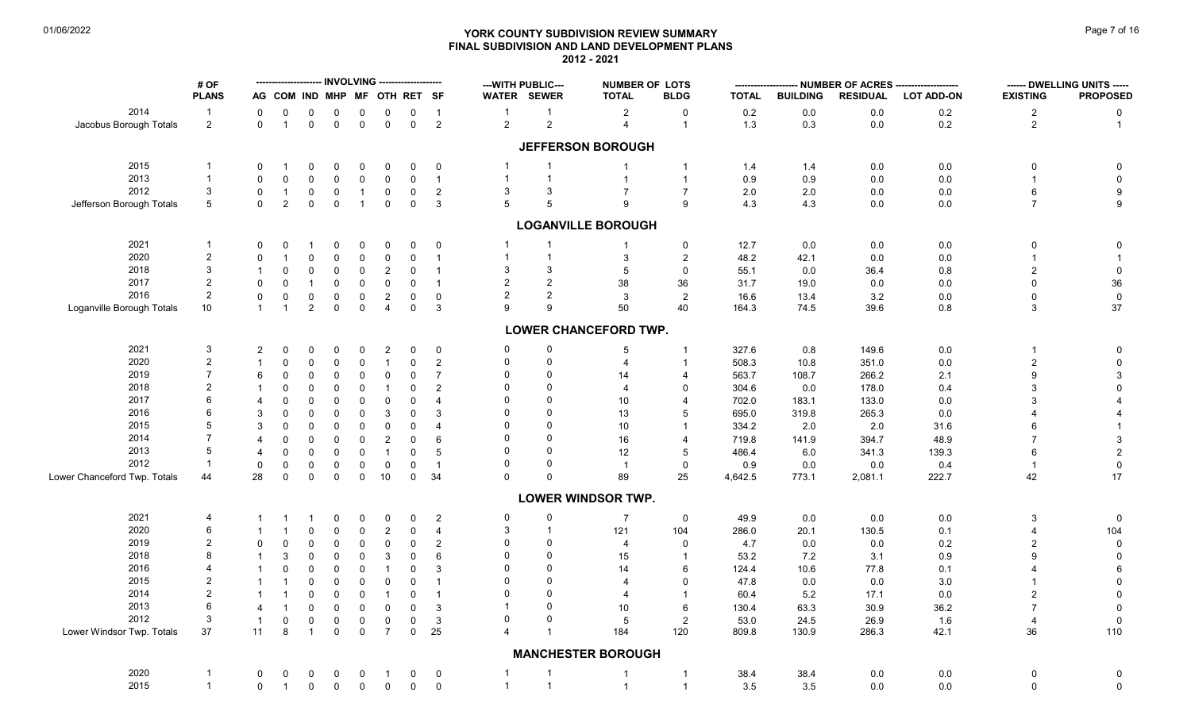# YORK COUNTY SUBDIVISION REVIEW SUMMARY
## FINAL SUBDIVISION AND LAND DEVELOPMENT PLANS
### 2012 - 2021

01/06/2022

| | # OF | INVOLVING | | | | | | | | WITH PUBLIC | | NUMBER OF LOTS | | NUMBER OF ACRES | | | | DWELLING UNITS | |
|---|---|---|---|---|---|---|---|---|---|---|---|---|---|---|---|---|---|---|---|
| | PLANS | AG | COM | IND | MHP | MF | OTH | RET | SF | WATER | SEWER | TOTAL | BLDG | TOTAL | BUILDING | RESIDUAL | LOT ADD-ON | EXISTING | PROPOSED |
| 2014 | 1 | 0 | 0 | 0 | 0 | 0 | 0 | 0 | 1 | 1 | 1 | 2 | 0 | 0.2 | 0.0 | 0.0 | 0.2 | 2 | 0 |
| Jacobus Borough Totals | 2 | 0 | 1 | 0 | 0 | 0 | 0 | 0 | 2 | 2 | 2 | 4 | 1 | 1.3 | 0.3 | 0.0 | 0.2 | 2 | 1 |
| **JEFFERSON BOROUGH** | | | | | | | | | | | | | | | | | | | |
| 2015 | 1 | 0 | 1 | 0 | 0 | 0 | 0 | 0 | 0 | 1 | 1 | 1 | 1 | 1.4 | 1.4 | 0.0 | 0.0 | 0 | 0 |
| 2013 | 1 | 0 | 0 | 0 | 0 | 0 | 0 | 0 | 1 | 1 | 1 | 1 | 1 | 0.9 | 0.9 | 0.0 | 0.0 | 1 | 0 |
| 2012 | 3 | 0 | 1 | 0 | 0 | 1 | 0 | 0 | 2 | 3 | 3 | 7 | 7 | 2.0 | 2.0 | 0.0 | 0.0 | 6 | 9 |
| Jefferson Borough Totals | 5 | 0 | 2 | 0 | 0 | 1 | 0 | 0 | 3 | 5 | 5 | 9 | 9 | 4.3 | 4.3 | 0.0 | 0.0 | 7 | 9 |
| **LOGANVILLE BOROUGH** | | | | | | | | | | | | | | | | | | | |
| 2021 | 1 | 0 | 0 | 1 | 0 | 0 | 0 | 0 | 0 | 1 | 1 | 1 | 0 | 12.7 | 0.0 | 0.0 | 0.0 | 0 | 0 |
| 2020 | 2 | 0 | 1 | 0 | 0 | 0 | 0 | 0 | 1 | 1 | 1 | 3 | 2 | 48.2 | 42.1 | 0.0 | 0.0 | 1 | 1 |
| 2018 | 3 | 1 | 0 | 0 | 0 | 0 | 2 | 0 | 1 | 3 | 3 | 5 | 0 | 55.1 | 0.0 | 36.4 | 0.8 | 2 | 0 |
| 2017 | 2 | 0 | 0 | 1 | 0 | 0 | 0 | 0 | 1 | 2 | 2 | 38 | 36 | 31.7 | 19.0 | 0.0 | 0.0 | 0 | 36 |
| 2016 | 2 | 0 | 0 | 0 | 0 | 0 | 2 | 0 | 0 | 2 | 2 | 3 | 2 | 16.6 | 13.4 | 3.2 | 0.0 | 0 | 0 |
| Loganville Borough Totals | 10 | 1 | 1 | 2 | 0 | 0 | 4 | 0 | 3 | 9 | 9 | 50 | 40 | 164.3 | 74.5 | 39.6 | 0.8 | 3 | 37 |
| **LOWER CHANCEFORD TWP.** | | | | | | | | | | | | | | | | | | | |
| 2021 | 3 | 2 | 0 | 0 | 0 | 0 | 2 | 0 | 0 | 0 | 0 | 5 | 1 | 327.6 | 0.8 | 149.6 | 0.0 | 1 | 0 |
| 2020 | 2 | 1 | 0 | 0 | 0 | 0 | 1 | 0 | 2 | 0 | 0 | 4 | 1 | 508.3 | 10.8 | 351.0 | 0.0 | 2 | 0 |
| 2019 | 7 | 6 | 0 | 0 | 0 | 0 | 0 | 0 | 7 | 0 | 0 | 14 | 4 | 563.7 | 108.7 | 266.2 | 2.1 | 9 | 3 |
| 2018 | 2 | 1 | 0 | 0 | 0 | 0 | 1 | 0 | 2 | 0 | 0 | 4 | 0 | 304.6 | 0.0 | 178.0 | 0.4 | 3 | 0 |
| 2017 | 6 | 4 | 0 | 0 | 0 | 0 | 0 | 0 | 4 | 0 | 0 | 10 | 4 | 702.0 | 183.1 | 133.0 | 0.0 | 3 | 4 |
| 2016 | 6 | 3 | 0 | 0 | 0 | 0 | 3 | 0 | 3 | 0 | 0 | 13 | 5 | 695.0 | 319.8 | 265.3 | 0.0 | 4 | 4 |
| 2015 | 5 | 3 | 0 | 0 | 0 | 0 | 0 | 0 | 4 | 0 | 0 | 10 | 1 | 334.2 | 2.0 | 2.0 | 31.6 | 6 | 1 |
| 2014 | 7 | 4 | 0 | 0 | 0 | 0 | 2 | 0 | 6 | 0 | 0 | 16 | 4 | 719.8 | 141.9 | 394.7 | 48.9 | 7 | 3 |
| 2013 | 5 | 4 | 0 | 0 | 0 | 0 | 1 | 0 | 5 | 0 | 0 | 12 | 5 | 486.4 | 6.0 | 341.3 | 139.3 | 6 | 2 |
| 2012 | 1 | 0 | 0 | 0 | 0 | 0 | 0 | 0 | 1 | 0 | 0 | 1 | 0 | 0.9 | 0.0 | 0.0 | 0.4 | 1 | 0 |
| Lower Chanceford Twp. Totals | 44 | 28 | 0 | 0 | 0 | 0 | 10 | 0 | 34 | 0 | 0 | 89 | 25 | 4,642.5 | 773.1 | 2,081.1 | 222.7 | 42 | 17 |
| **LOWER WINDSOR TWP.** | | | | | | | | | | | | | | | | | | | |
| 2021 | 4 | 1 | 1 | 1 | 0 | 0 | 0 | 0 | 2 | 0 | 0 | 7 | 0 | 49.9 | 0.0 | 0.0 | 0.0 | 3 | 0 |
| 2020 | 6 | 1 | 1 | 0 | 0 | 0 | 2 | 0 | 4 | 3 | 1 | 121 | 104 | 286.0 | 20.1 | 130.5 | 0.1 | 4 | 104 |
| 2019 | 2 | 0 | 0 | 0 | 0 | 0 | 0 | 0 | 2 | 0 | 0 | 4 | 0 | 4.7 | 0.0 | 0.0 | 0.2 | 2 | 0 |
| 2018 | 8 | 1 | 3 | 0 | 0 | 0 | 3 | 0 | 6 | 0 | 0 | 15 | 1 | 53.2 | 7.2 | 3.1 | 0.9 | 9 | 0 |
| 2016 | 4 | 1 | 0 | 0 | 0 | 0 | 1 | 0 | 3 | 0 | 0 | 14 | 6 | 124.4 | 10.6 | 77.8 | 0.1 | 4 | 6 |
| 2015 | 2 | 1 | 1 | 0 | 0 | 0 | 0 | 0 | 1 | 0 | 0 | 4 | 0 | 47.8 | 0.0 | 0.0 | 3.0 | 1 | 0 |
| 2014 | 2 | 1 | 1 | 0 | 0 | 0 | 1 | 0 | 1 | 0 | 0 | 4 | 1 | 60.4 | 5.2 | 17.1 | 0.0 | 2 | 0 |
| 2013 | 6 | 4 | 1 | 0 | 0 | 0 | 0 | 0 | 3 | 1 | 0 | 10 | 6 | 130.4 | 63.3 | 30.9 | 36.2 | 7 | 0 |
| 2012 | 3 | 1 | 0 | 0 | 0 | 0 | 0 | 0 | 3 | 0 | 0 | 5 | 2 | 53.0 | 24.5 | 26.9 | 1.6 | 4 | 0 |
| Lower Windsor Twp. Totals | 37 | 11 | 8 | 1 | 0 | 0 | 7 | 0 | 25 | 4 | 1 | 184 | 120 | 809.8 | 130.9 | 286.3 | 42.1 | 36 | 110 |
| **MANCHESTER BOROUGH** | | | | | | | | | | | | | | | | | | | |
| 2020 | 1 | 0 | 0 | 0 | 0 | 0 | 1 | 0 | 0 | 1 | 1 | 1 | 1 | 38.4 | 38.4 | 0.0 | 0.0 | 0 | 0 |
| 2015 | 1 | 0 | 1 | 0 | 0 | 0 | 0 | 0 | 0 | 1 | 1 | 1 | 1 | 3.5 | 3.5 | 0.0 | 0.0 | 0 | 0 |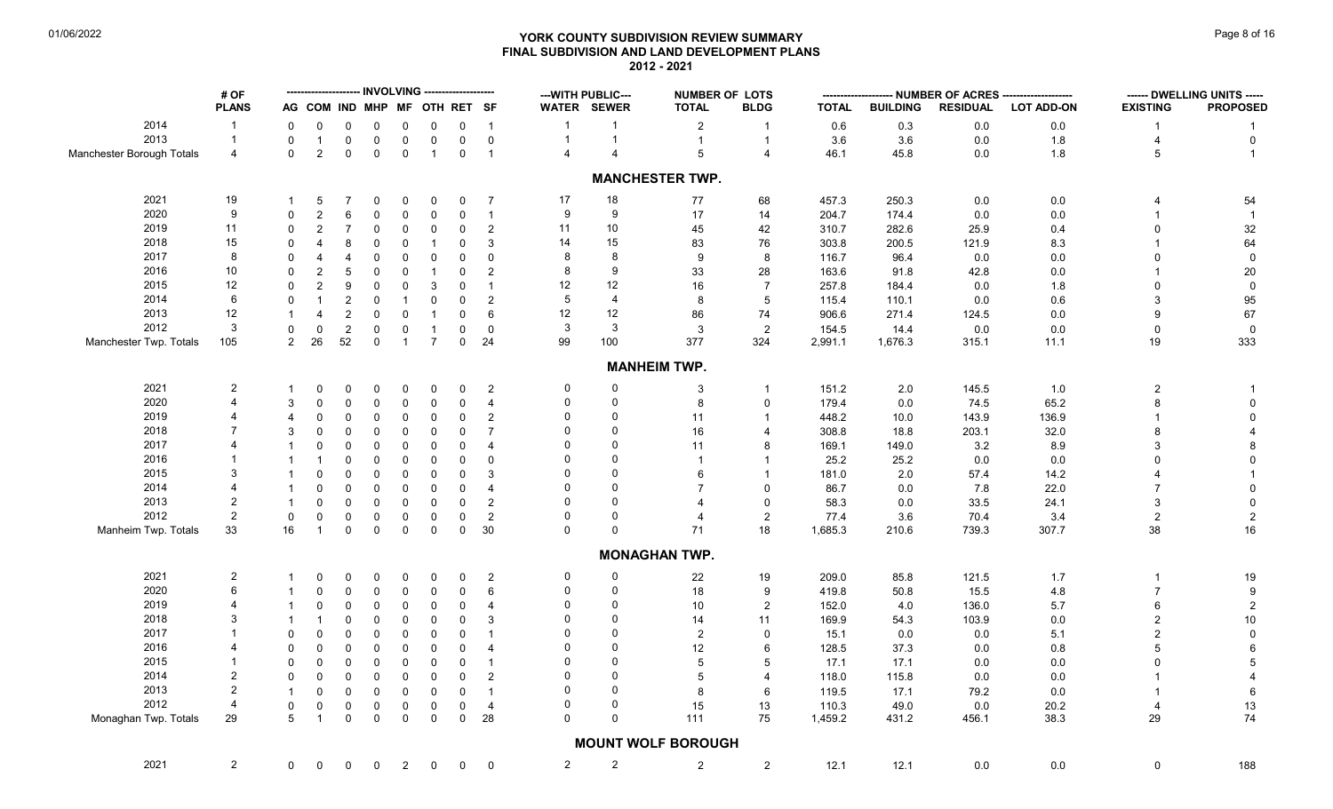# YORK COUNTY SUBDIVISION REVIEW SUMMARY
## FINAL SUBDIVISION AND LAND DEVELOPMENT PLANS
### 2012 - 2021

|  | # OF PLANS | INVOLVING AG | COM | IND | MHP | MF | OTH | RET | SF | WITH PUBLIC WATER | SEWER | NUMBER OF LOTS TOTAL | BLDG | NUMBER OF ACRES TOTAL | BUILDING | RESIDUAL | LOT ADD-ON | DWELLING UNITS EXISTING | PROPOSED |
|---|---|---|---|---|---|---|---|---|---|---|---|---|---|---|---|---|---|---|---|
| 2014 | 1 | 0 | 0 | 0 | 0 | 0 | 0 | 0 | 1 | 1 | 1 | 2 | 1 | 0.6 | 0.3 | 0.0 | 0.0 | 1 | 1 |
| 2013 | 1 | 0 | 1 | 0 | 0 | 0 | 0 | 0 | 0 | 1 | 1 | 1 | 1 | 3.6 | 3.6 | 0.0 | 1.8 | 4 | 0 |
| Manchester Borough Totals | 4 | 0 | 2 | 0 | 0 | 0 | 1 | 0 | 1 | 4 | 4 | 5 | 4 | 46.1 | 45.8 | 0.0 | 1.8 | 5 | 1 |
| **MANCHESTER TWP.** | | | | | | | | | | | | | | | | | | | |
| 2021 | 19 | 1 | 5 | 7 | 0 | 0 | 0 | 0 | 7 | 17 | 18 | 77 | 68 | 457.3 | 250.3 | 0.0 | 0.0 | 4 | 54 |
| 2020 | 9 | 0 | 2 | 6 | 0 | 0 | 0 | 0 | 1 | 9 | 9 | 17 | 14 | 204.7 | 174.4 | 0.0 | 0.0 | 1 | 1 |
| 2019 | 11 | 0 | 2 | 7 | 0 | 0 | 0 | 0 | 2 | 11 | 10 | 45 | 42 | 310.7 | 282.6 | 25.9 | 0.4 | 0 | 32 |
| 2018 | 15 | 0 | 4 | 8 | 0 | 0 | 1 | 0 | 3 | 14 | 15 | 83 | 76 | 303.8 | 200.5 | 121.9 | 8.3 | 1 | 64 |
| 2017 | 8 | 0 | 4 | 4 | 0 | 0 | 0 | 0 | 0 | 8 | 8 | 9 | 8 | 116.7 | 96.4 | 0.0 | 0.0 | 0 | 0 |
| 2016 | 10 | 0 | 2 | 5 | 0 | 0 | 1 | 0 | 2 | 8 | 9 | 33 | 28 | 163.6 | 91.8 | 42.8 | 0.0 | 1 | 20 |
| 2015 | 12 | 0 | 2 | 9 | 0 | 0 | 3 | 0 | 1 | 12 | 12 | 16 | 7 | 257.8 | 184.4 | 0.0 | 1.8 | 0 | 0 |
| 2014 | 6 | 0 | 1 | 2 | 0 | 1 | 0 | 0 | 2 | 5 | 4 | 8 | 5 | 115.4 | 110.1 | 0.0 | 0.6 | 3 | 95 |
| 2013 | 12 | 1 | 4 | 2 | 0 | 0 | 1 | 0 | 6 | 12 | 12 | 86 | 74 | 906.6 | 271.4 | 124.5 | 0.0 | 9 | 67 |
| 2012 | 3 | 0 | 0 | 2 | 0 | 0 | 1 | 0 | 0 | 3 | 3 | 3 | 2 | 154.5 | 14.4 | 0.0 | 0.0 | 0 | 0 |
| Manchester Twp. Totals | 105 | 2 | 26 | 52 | 0 | 1 | 7 | 0 | 24 | 99 | 100 | 377 | 324 | 2,991.1 | 1,676.3 | 315.1 | 11.1 | 19 | 333 |
| **MANHEIM TWP.** | | | | | | | | | | | | | | | | | | | |
| 2021 | 2 | 1 | 0 | 0 | 0 | 0 | 0 | 0 | 2 | 0 | 0 | 3 | 1 | 151.2 | 2.0 | 145.5 | 1.0 | 2 | 1 |
| 2020 | 4 | 3 | 0 | 0 | 0 | 0 | 0 | 0 | 4 | 0 | 0 | 8 | 0 | 179.4 | 0.0 | 74.5 | 65.2 | 8 | 0 |
| 2019 | 4 | 4 | 0 | 0 | 0 | 0 | 0 | 0 | 2 | 0 | 0 | 11 | 1 | 448.2 | 10.0 | 143.9 | 136.9 | 1 | 0 |
| 2018 | 7 | 3 | 0 | 0 | 0 | 0 | 0 | 0 | 7 | 0 | 0 | 16 | 4 | 308.8 | 18.8 | 203.1 | 32.0 | 8 | 4 |
| 2017 | 4 | 1 | 0 | 0 | 0 | 0 | 0 | 0 | 4 | 0 | 0 | 11 | 8 | 169.1 | 149.0 | 3.2 | 8.9 | 3 | 8 |
| 2016 | 1 | 1 | 1 | 0 | 0 | 0 | 0 | 0 | 0 | 0 | 0 | 1 | 1 | 25.2 | 25.2 | 0.0 | 0.0 | 0 | 0 |
| 2015 | 3 | 1 | 0 | 0 | 0 | 0 | 0 | 0 | 3 | 0 | 0 | 6 | 1 | 181.0 | 2.0 | 57.4 | 14.2 | 4 | 1 |
| 2014 | 4 | 1 | 0 | 0 | 0 | 0 | 0 | 0 | 4 | 0 | 0 | 7 | 0 | 86.7 | 0.0 | 7.8 | 22.0 | 7 | 0 |
| 2013 | 2 | 1 | 0 | 0 | 0 | 0 | 0 | 0 | 2 | 0 | 0 | 4 | 0 | 58.3 | 0.0 | 33.5 | 24.1 | 3 | 0 |
| 2012 | 2 | 0 | 0 | 0 | 0 | 0 | 0 | 0 | 2 | 0 | 0 | 4 | 2 | 77.4 | 3.6 | 70.4 | 3.4 | 2 | 2 |
| Manheim Twp. Totals | 33 | 16 | 1 | 0 | 0 | 0 | 0 | 0 | 30 | 0 | 0 | 71 | 18 | 1,685.3 | 210.6 | 739.3 | 307.7 | 38 | 16 |
| **MONAGHAN TWP.** | | | | | | | | | | | | | | | | | | | |
| 2021 | 2 | 1 | 0 | 0 | 0 | 0 | 0 | 0 | 2 | 0 | 0 | 22 | 19 | 209.0 | 85.8 | 121.5 | 1.7 | 1 | 19 |
| 2020 | 6 | 1 | 0 | 0 | 0 | 0 | 0 | 0 | 6 | 0 | 0 | 18 | 9 | 419.8 | 50.8 | 15.5 | 4.8 | 7 | 9 |
| 2019 | 4 | 1 | 0 | 0 | 0 | 0 | 0 | 0 | 4 | 0 | 0 | 10 | 2 | 152.0 | 4.0 | 136.0 | 5.7 | 6 | 2 |
| 2018 | 3 | 1 | 1 | 0 | 0 | 0 | 0 | 0 | 3 | 0 | 0 | 14 | 11 | 169.9 | 54.3 | 103.9 | 0.0 | 2 | 10 |
| 2017 | 1 | 0 | 0 | 0 | 0 | 0 | 0 | 0 | 1 | 0 | 0 | 2 | 0 | 15.1 | 0.0 | 0.0 | 5.1 | 2 | 0 |
| 2016 | 4 | 0 | 0 | 0 | 0 | 0 | 0 | 0 | 4 | 0 | 0 | 12 | 6 | 128.5 | 37.3 | 0.0 | 0.8 | 5 | 6 |
| 2015 | 1 | 0 | 0 | 0 | 0 | 0 | 0 | 0 | 1 | 0 | 0 | 5 | 5 | 17.1 | 17.1 | 0.0 | 0.0 | 0 | 5 |
| 2014 | 2 | 0 | 0 | 0 | 0 | 0 | 0 | 0 | 2 | 0 | 0 | 5 | 4 | 118.0 | 115.8 | 0.0 | 0.0 | 1 | 4 |
| 2013 | 2 | 1 | 0 | 0 | 0 | 0 | 0 | 0 | 1 | 0 | 0 | 8 | 6 | 119.5 | 17.1 | 79.2 | 0.0 | 1 | 6 |
| 2012 | 4 | 0 | 0 | 0 | 0 | 0 | 0 | 0 | 4 | 0 | 0 | 15 | 13 | 110.3 | 49.0 | 0.0 | 20.2 | 4 | 13 |
| Monaghan Twp. Totals | 29 | 5 | 1 | 0 | 0 | 0 | 0 | 0 | 28 | 0 | 0 | 111 | 75 | 1,459.2 | 431.2 | 456.1 | 38.3 | 29 | 74 |
| **MOUNT WOLF BOROUGH** | | | | | | | | | | | | | | | | | | | |
| 2021 | 2 | 0 | 0 | 0 | 0 | 2 | 0 | 0 | 0 | 2 | 2 | 2 | 2 | 12.1 | 12.1 | 0.0 | 0.0 | 0 | 188 |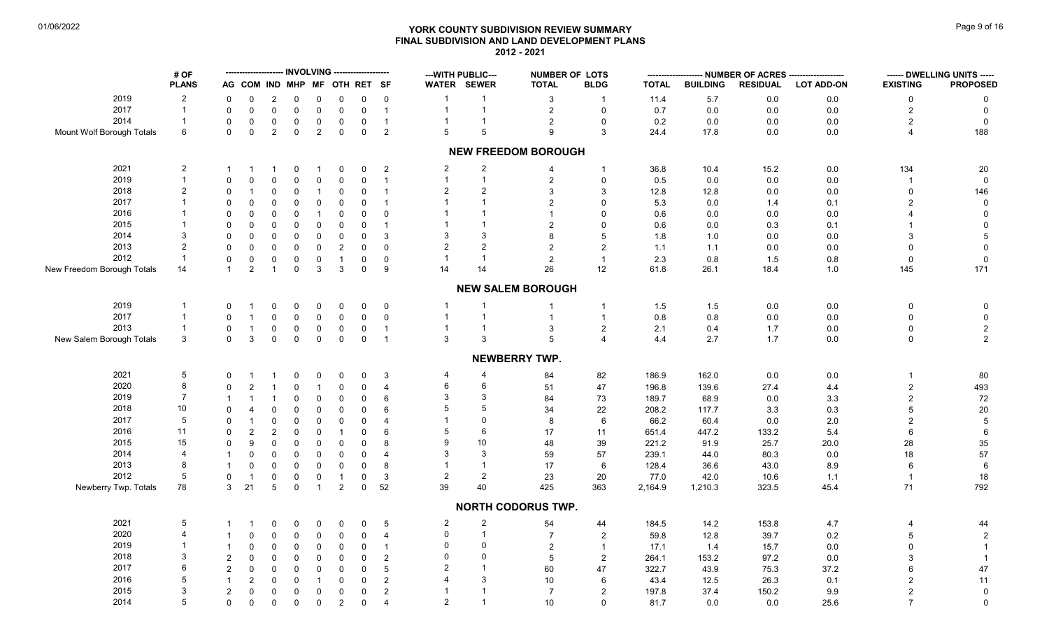# YORK COUNTY SUBDIVISION REVIEW SUMMARY
## FINAL SUBDIVISION AND LAND DEVELOPMENT PLANS
### 2012 - 2021

| | # OF | INVOLVING | | | | | | | | ---WITH PUBLIC--- | | NUMBER OF LOTS | | NUMBER OF ACRES | | | | DWELLING UNITS | |
|---|---|---|---|---|---|---|---|---|---|---|---|---|---|---|---|---|---|---|---|
| | PLANS | AG | COM | IND | MHP | MF | OTH | RET | SF | WATER | SEWER | TOTAL | BLDG | TOTAL | BUILDING | RESIDUAL | LOT ADD-ON | EXISTING | PROPOSED |
| 2019 | 2 | 0 | 0 | 2 | 0 | 0 | 0 | 0 | 0 | 1 | 1 | 3 | 1 | 11.4 | 5.7 | 0.0 | 0.0 | 0 | 0 |
| 2017 | 1 | 0 | 0 | 0 | 0 | 0 | 0 | 0 | 1 | 1 | 1 | 2 | 0 | 0.7 | 0.0 | 0.0 | 0.0 | 2 | 0 |
| 2014 | 1 | 0 | 0 | 0 | 0 | 0 | 0 | 0 | 1 | 1 | 1 | 2 | 0 | 0.2 | 0.0 | 0.0 | 0.0 | 2 | 0 |
| Mount Wolf Borough Totals | 6 | 0 | 0 | 2 | 0 | 2 | 0 | 0 | 2 | 5 | 5 | 9 | 3 | 24.4 | 17.8 | 0.0 | 0.0 | 4 | 188 |
| **NEW FREEDOM BOROUGH** | | | | | | | | | | | | | | | | | | | |
| 2021 | 2 | 1 | 1 | 1 | 0 | 1 | 0 | 0 | 2 | 2 | 2 | 4 | 1 | 36.8 | 10.4 | 15.2 | 0.0 | 134 | 20 |
| 2019 | 1 | 0 | 0 | 0 | 0 | 0 | 0 | 0 | 1 | 1 | 1 | 2 | 0 | 0.5 | 0.0 | 0.0 | 0.0 | 1 | 0 |
| 2018 | 2 | 0 | 1 | 0 | 0 | 1 | 0 | 0 | 1 | 2 | 2 | 3 | 3 | 12.8 | 12.8 | 0.0 | 0.0 | 0 | 146 |
| 2017 | 1 | 0 | 0 | 0 | 0 | 0 | 0 | 0 | 1 | 1 | 1 | 2 | 0 | 5.3 | 0.0 | 1.4 | 0.1 | 2 | 0 |
| 2016 | 1 | 0 | 0 | 0 | 0 | 1 | 0 | 0 | 0 | 1 | 1 | 1 | 0 | 0.6 | 0.0 | 0.0 | 0.0 | 4 | 0 |
| 2015 | 1 | 0 | 0 | 0 | 0 | 0 | 0 | 0 | 1 | 1 | 1 | 2 | 0 | 0.6 | 0.0 | 0.3 | 0.1 | 1 | 0 |
| 2014 | 3 | 0 | 0 | 0 | 0 | 0 | 0 | 0 | 3 | 3 | 3 | 8 | 5 | 1.8 | 1.0 | 0.0 | 0.0 | 3 | 5 |
| 2013 | 2 | 0 | 0 | 0 | 0 | 0 | 2 | 0 | 0 | 2 | 2 | 2 | 2 | 1.1 | 1.1 | 0.0 | 0.0 | 0 | 0 |
| 2012 | 1 | 0 | 0 | 0 | 0 | 0 | 1 | 0 | 0 | 1 | 1 | 2 | 1 | 2.3 | 0.8 | 1.5 | 0.8 | 0 | 0 |
| New Freedom Borough Totals | 14 | 1 | 2 | 1 | 0 | 3 | 3 | 0 | 9 | 14 | 14 | 26 | 12 | 61.8 | 26.1 | 18.4 | 1.0 | 145 | 171 |
| **NEW SALEM BOROUGH** | | | | | | | | | | | | | | | | | | | |
| 2019 | 1 | 0 | 1 | 0 | 0 | 0 | 0 | 0 | 0 | 1 | 1 | 1 | 1 | 1.5 | 1.5 | 0.0 | 0.0 | 0 | 0 |
| 2017 | 1 | 0 | 1 | 0 | 0 | 0 | 0 | 0 | 0 | 1 | 1 | 1 | 1 | 0.8 | 0.8 | 0.0 | 0.0 | 0 | 0 |
| 2013 | 1 | 0 | 1 | 0 | 0 | 0 | 0 | 0 | 1 | 1 | 1 | 3 | 2 | 2.1 | 0.4 | 1.7 | 0.0 | 0 | 2 |
| New Salem Borough Totals | 3 | 0 | 3 | 0 | 0 | 0 | 0 | 0 | 1 | 3 | 3 | 5 | 4 | 4.4 | 2.7 | 1.7 | 0.0 | 0 | 2 |
| **NEWBERRY TWP.** | | | | | | | | | | | | | | | | | | | |
| 2021 | 5 | 0 | 1 | 1 | 0 | 0 | 0 | 0 | 3 | 4 | 4 | 84 | 82 | 186.9 | 162.0 | 0.0 | 0.0 | 1 | 80 |
| 2020 | 8 | 0 | 2 | 1 | 0 | 1 | 0 | 0 | 4 | 6 | 6 | 51 | 47 | 196.8 | 139.6 | 27.4 | 4.4 | 2 | 493 |
| 2019 | 7 | 1 | 1 | 1 | 0 | 0 | 0 | 0 | 6 | 3 | 3 | 84 | 73 | 189.7 | 68.9 | 0.0 | 3.3 | 2 | 72 |
| 2018 | 10 | 0 | 4 | 0 | 0 | 0 | 0 | 0 | 6 | 5 | 5 | 34 | 22 | 208.2 | 117.7 | 3.3 | 0.3 | 5 | 20 |
| 2017 | 5 | 0 | 1 | 0 | 0 | 0 | 0 | 0 | 4 | 1 | 0 | 8 | 6 | 66.2 | 60.4 | 0.0 | 2.0 | 2 | 5 |
| 2016 | 11 | 0 | 2 | 2 | 0 | 0 | 1 | 0 | 6 | 5 | 6 | 17 | 11 | 651.4 | 447.2 | 133.2 | 5.4 | 6 | 6 |
| 2015 | 15 | 0 | 9 | 0 | 0 | 0 | 0 | 0 | 8 | 9 | 10 | 48 | 39 | 221.2 | 91.9 | 25.7 | 20.0 | 28 | 35 |
| 2014 | 4 | 1 | 0 | 0 | 0 | 0 | 0 | 0 | 4 | 3 | 3 | 59 | 57 | 239.1 | 44.0 | 80.3 | 0.0 | 18 | 57 |
| 2013 | 8 | 1 | 0 | 0 | 0 | 0 | 0 | 0 | 8 | 1 | 1 | 17 | 6 | 128.4 | 36.6 | 43.0 | 8.9 | 6 | 6 |
| 2012 | 5 | 0 | 1 | 0 | 0 | 0 | 1 | 0 | 3 | 2 | 2 | 23 | 20 | 77.0 | 42.0 | 10.6 | 1.1 | 1 | 18 |
| Newberry Twp. Totals | 78 | 3 | 21 | 5 | 0 | 1 | 2 | 0 | 52 | 39 | 40 | 425 | 363 | 2,164.9 | 1,210.3 | 323.5 | 45.4 | 71 | 792 |
| **NORTH CODORUS TWP.** | | | | | | | | | | | | | | | | | | | |
| 2021 | 5 | 1 | 1 | 0 | 0 | 0 | 0 | 0 | 5 | 2 | 2 | 54 | 44 | 184.5 | 14.2 | 153.8 | 4.7 | 4 | 44 |
| 2020 | 4 | 1 | 0 | 0 | 0 | 0 | 0 | 0 | 4 | 0 | 1 | 7 | 2 | 59.8 | 12.8 | 39.7 | 0.2 | 5 | 2 |
| 2019 | 1 | 1 | 0 | 0 | 0 | 0 | 0 | 0 | 1 | 0 | 0 | 2 | 1 | 17.1 | 1.4 | 15.7 | 0.0 | 0 | 1 |
| 2018 | 3 | 2 | 0 | 0 | 0 | 0 | 0 | 0 | 2 | 0 | 0 | 5 | 2 | 264.1 | 153.2 | 97.2 | 0.0 | 3 | 1 |
| 2017 | 6 | 2 | 0 | 0 | 0 | 0 | 0 | 0 | 5 | 2 | 1 | 60 | 47 | 322.7 | 43.9 | 75.3 | 37.2 | 6 | 47 |
| 2016 | 5 | 1 | 2 | 0 | 0 | 1 | 0 | 0 | 2 | 4 | 3 | 10 | 6 | 43.4 | 12.5 | 26.3 | 0.1 | 2 | 11 |
| 2015 | 3 | 2 | 0 | 0 | 0 | 0 | 0 | 0 | 2 | 1 | 1 | 7 | 2 | 197.8 | 37.4 | 150.2 | 9.9 | 2 | 0 |
| 2014 | 5 | 0 | 0 | 0 | 0 | 0 | 2 | 0 | 4 | 2 | 1 | 10 | 0 | 81.7 | 0.0 | 0.0 | 25.6 | 7 | 0 |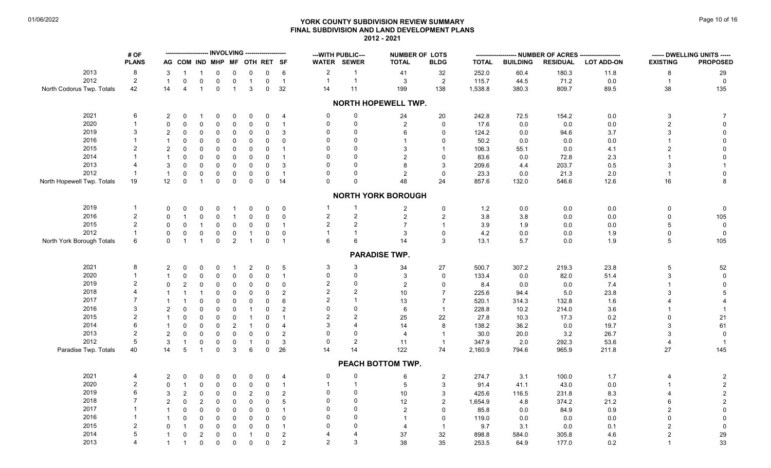# YORK COUNTY SUBDIVISION REVIEW SUMMARY
## FINAL SUBDIVISION AND LAND DEVELOPMENT PLANS
### 2012 - 2021

| | # OF PLANS | INVOLVING | | | | | | | | ---WITH PUBLIC--- | | NUMBER OF LOTS | | NUMBER OF ACRES | | | | DWELLING UNITS | |
|---|---|---|---|---|---|---|---|---|---|---|---|---|---|---|---|---|---|---|---|
| | | AG | COM | IND | MHP | MF | OTH | RET | SF | WATER | SEWER | TOTAL | BLDG | TOTAL | BUILDING | RESIDUAL | LOT ADD-ON | EXISTING | PROPOSED |
| 2013 | 8 | 3 | 1 | 1 | 0 | 0 | 0 | 0 | 6 | 2 | 1 | 41 | 32 | 252.0 | 60.4 | 180.3 | 11.8 | 8 | 29 |
| 2012 | 2 | 1 | 0 | 0 | 0 | 0 | 1 | 0 | 1 | 1 | 1 | 3 | 2 | 115.7 | 44.5 | 71.2 | 0.0 | 1 | 0 |
| North Codorus Twp. Totals | 42 | 14 | 4 | 1 | 0 | 1 | 3 | 0 | 32 | 14 | 11 | 199 | 138 | 1,538.8 | 380.3 | 809.7 | 89.5 | 38 | 135 |
| **NORTH HOPEWELL TWP.** | | | | | | | | | | | | | | | | | | | |
| 2021 | 6 | 2 | 0 | 1 | 0 | 0 | 0 | 0 | 4 | 0 | 0 | 24 | 20 | 242.8 | 72.5 | 154.2 | 0.0 | 3 | 7 |
| 2020 | 1 | 0 | 0 | 0 | 0 | 0 | 0 | 0 | 1 | 0 | 0 | 2 | 0 | 17.6 | 0.0 | 0.0 | 0.0 | 2 | 0 |
| 2019 | 3 | 2 | 0 | 0 | 0 | 0 | 0 | 0 | 3 | 0 | 0 | 6 | 0 | 124.2 | 0.0 | 94.6 | 3.7 | 3 | 0 |
| 2016 | 1 | 1 | 0 | 0 | 0 | 0 | 0 | 0 | 0 | 0 | 0 | 1 | 0 | 50.2 | 0.0 | 0.0 | 0.0 | 1 | 0 |
| 2015 | 2 | 2 | 0 | 0 | 0 | 0 | 0 | 0 | 1 | 0 | 0 | 3 | 1 | 106.3 | 55.1 | 0.0 | 4.1 | 2 | 0 |
| 2014 | 1 | 1 | 0 | 0 | 0 | 0 | 0 | 0 | 1 | 0 | 0 | 2 | 0 | 83.6 | 0.0 | 72.8 | 2.3 | 1 | 0 |
| 2013 | 4 | 3 | 0 | 0 | 0 | 0 | 0 | 0 | 3 | 0 | 0 | 8 | 3 | 209.6 | 4.4 | 203.7 | 0.5 | 3 | 1 |
| 2012 | 1 | 1 | 0 | 0 | 0 | 0 | 0 | 0 | 1 | 0 | 0 | 2 | 0 | 23.3 | 0.0 | 21.3 | 2.0 | 1 | 0 |
| North Hopewell Twp. Totals | 19 | 12 | 0 | 1 | 0 | 0 | 0 | 0 | 14 | 0 | 0 | 48 | 24 | 857.6 | 132.0 | 546.6 | 12.6 | 16 | 8 |
| **NORTH YORK BOROUGH** | | | | | | | | | | | | | | | | | | | |
| 2019 | 1 | 0 | 0 | 0 | 0 | 1 | 0 | 0 | 0 | 1 | 1 | 2 | 0 | 1.2 | 0.0 | 0.0 | 0.0 | 0 | 0 |
| 2016 | 2 | 0 | 1 | 0 | 0 | 1 | 0 | 0 | 0 | 2 | 2 | 2 | 2 | 3.8 | 3.8 | 0.0 | 0.0 | 0 | 105 |
| 2015 | 2 | 0 | 0 | 1 | 0 | 0 | 0 | 0 | 1 | 2 | 2 | 7 | 1 | 3.9 | 1.9 | 0.0 | 0.0 | 5 | 0 |
| 2012 | 1 | 0 | 0 | 0 | 0 | 0 | 1 | 0 | 0 | 1 | 1 | 3 | 0 | 4.2 | 0.0 | 0.0 | 1.9 | 0 | 0 |
| North York Borough Totals | 6 | 0 | 1 | 1 | 0 | 2 | 1 | 0 | 1 | 6 | 6 | 14 | 3 | 13.1 | 5.7 | 0.0 | 1.9 | 5 | 105 |
| **PARADISE TWP.** | | | | | | | | | | | | | | | | | | | |
| 2021 | 8 | 2 | 0 | 0 | 0 | 1 | 2 | 0 | 5 | 3 | 3 | 34 | 27 | 500.7 | 307.2 | 219.3 | 23.8 | 5 | 52 |
| 2020 | 1 | 1 | 0 | 0 | 0 | 0 | 0 | 0 | 1 | 0 | 0 | 3 | 0 | 133.4 | 0.0 | 82.0 | 51.4 | 3 | 0 |
| 2019 | 2 | 0 | 2 | 0 | 0 | 0 | 0 | 0 | 0 | 2 | 0 | 2 | 0 | 8.4 | 0.0 | 0.0 | 7.4 | 1 | 0 |
| 2018 | 4 | 1 | 1 | 1 | 0 | 0 | 0 | 0 | 2 | 2 | 2 | 10 | 7 | 225.6 | 94.4 | 5.0 | 23.8 | 3 | 5 |
| 2017 | 7 | 1 | 1 | 0 | 0 | 0 | 0 | 0 | 6 | 2 | 1 | 13 | 7 | 520.1 | 314.3 | 132.8 | 1.6 | 4 | 4 |
| 2016 | 3 | 2 | 0 | 0 | 0 | 0 | 1 | 0 | 2 | 0 | 0 | 6 | 1 | 228.8 | 10.2 | 214.0 | 3.6 | 1 | 1 |
| 2015 | 2 | 1 | 0 | 0 | 0 | 0 | 1 | 0 | 1 | 2 | 2 | 25 | 22 | 27.8 | 10.3 | 17.3 | 0.2 | 0 | 21 |
| 2014 | 6 | 1 | 0 | 0 | 0 | 2 | 1 | 0 | 4 | 3 | 4 | 14 | 8 | 138.2 | 36.2 | 0.0 | 19.7 | 3 | 61 |
| 2013 | 2 | 2 | 0 | 0 | 0 | 0 | 0 | 0 | 2 | 0 | 0 | 4 | 1 | 30.0 | 20.0 | 3.2 | 26.7 | 3 | 0 |
| 2012 | 5 | 3 | 1 | 0 | 0 | 0 | 1 | 0 | 3 | 0 | 2 | 11 | 1 | 347.9 | 2.0 | 292.3 | 53.6 | 4 | 1 |
| Paradise Twp. Totals | 40 | 14 | 5 | 1 | 0 | 3 | 6 | 0 | 26 | 14 | 14 | 122 | 74 | 2,160.9 | 794.6 | 965.9 | 211.8 | 27 | 145 |
| **PEACH BOTTOM TWP.** | | | | | | | | | | | | | | | | | | | |
| 2021 | 4 | 2 | 0 | 0 | 0 | 0 | 0 | 0 | 4 | 0 | 0 | 6 | 2 | 274.7 | 3.1 | 100.0 | 1.7 | 4 | 2 |
| 2020 | 2 | 0 | 1 | 0 | 0 | 0 | 0 | 0 | 1 | 1 | 1 | 5 | 3 | 91.4 | 41.1 | 43.0 | 0.0 | 1 | 2 |
| 2019 | 6 | 3 | 2 | 0 | 0 | 0 | 2 | 0 | 2 | 0 | 0 | 10 | 3 | 425.6 | 116.5 | 231.8 | 8.3 | 4 | 2 |
| 2018 | 7 | 2 | 0 | 2 | 0 | 0 | 0 | 0 | 5 | 0 | 0 | 12 | 2 | 1,654.9 | 4.8 | 374.2 | 21.2 | 6 | 2 |
| 2017 | 1 | 1 | 0 | 0 | 0 | 0 | 0 | 0 | 1 | 0 | 0 | 2 | 0 | 85.8 | 0.0 | 84.9 | 0.9 | 2 | 0 |
| 2016 | 1 | 1 | 0 | 0 | 0 | 0 | 0 | 0 | 0 | 0 | 0 | 1 | 0 | 119.0 | 0.0 | 0.0 | 0.0 | 0 | 0 |
| 2015 | 2 | 0 | 1 | 0 | 0 | 0 | 0 | 0 | 1 | 0 | 0 | 4 | 1 | 9.7 | 3.1 | 0.0 | 0.1 | 2 | 0 |
| 2014 | 5 | 1 | 0 | 2 | 0 | 0 | 1 | 0 | 2 | 4 | 4 | 37 | 32 | 898.8 | 584.0 | 305.8 | 4.6 | 2 | 29 |
| 2013 | 4 | 1 | 1 | 0 | 0 | 0 | 0 | 0 | 2 | 2 | 3 | 38 | 35 | 253.5 | 64.9 | 177.0 | 0.2 | 1 | 33 |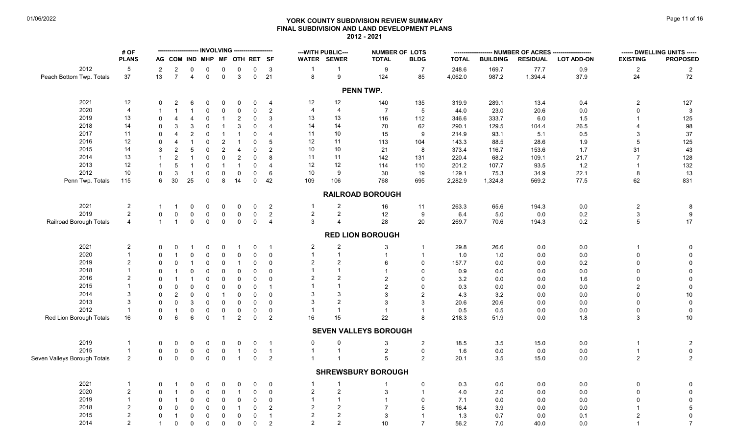# YORK COUNTY SUBDIVISION REVIEW SUMMARY
## FINAL SUBDIVISION AND LAND DEVELOPMENT PLANS
### 2012 - 2021

| | # OF | INVOLVING | | | | | | | | WITH PUBLIC | | NUMBER OF LOTS | | NUMBER OF ACRES | | | | DWELLING UNITS | |
|---|---|---|---|---|---|---|---|---|---|---|---|---|---|---|---|---|---|---|---|
| | PLANS | AG | COM | IND | MHP | MF | OTH | RET | SF | WATER | SEWER | TOTAL | BLDG | TOTAL | BUILDING | RESIDUAL | LOT ADD-ON | EXISTING | PROPOSED |
| 2012 | 5 | 2 | 2 | 0 | 0 | 0 | 0 | 0 | 3 | 1 | 1 | 9 | 7 | 248.6 | 169.7 | 77.7 | 0.9 | 2 | 2 |
| Peach Bottom Twp. Totals | 37 | 13 | 7 | 4 | 0 | 0 | 3 | 0 | 21 | 8 | 9 | 124 | 85 | 4,062.0 | 987.2 | 1,394.4 | 37.9 | 24 | 72 |
| **PENN TWP.** | | | | | | | | | | | | | | | | | | | |
| 2021 | 12 | 0 | 2 | 6 | 0 | 0 | 0 | 0 | 4 | 12 | 12 | 140 | 135 | 319.9 | 289.1 | 13.4 | 0.4 | 2 | 127 |
| 2020 | 4 | 1 | 1 | 1 | 0 | 0 | 0 | 0 | 2 | 4 | 4 | 7 | 5 | 44.0 | 23.0 | 20.6 | 0.0 | 0 | 3 |
| 2019 | 13 | 0 | 4 | 4 | 0 | 1 | 2 | 0 | 3 | 13 | 13 | 116 | 112 | 346.6 | 333.7 | 6.0 | 1.5 | 1 | 125 |
| 2018 | 14 | 0 | 3 | 3 | 0 | 1 | 3 | 0 | 4 | 14 | 14 | 70 | 62 | 290.1 | 129.5 | 104.4 | 26.5 | 4 | 98 |
| 2017 | 11 | 0 | 4 | 2 | 0 | 1 | 1 | 0 | 4 | 11 | 10 | 15 | 9 | 214.9 | 93.1 | 5.1 | 0.5 | 3 | 37 |
| 2016 | 12 | 0 | 4 | 1 | 0 | 2 | 1 | 0 | 5 | 12 | 11 | 113 | 104 | 143.3 | 88.5 | 28.6 | 1.9 | 5 | 125 |
| 2015 | 14 | 3 | 2 | 5 | 0 | 2 | 4 | 0 | 2 | 10 | 10 | 21 | 8 | 373.4 | 116.7 | 153.6 | 1.7 | 31 | 43 |
| 2014 | 13 | 1 | 2 | 1 | 0 | 0 | 2 | 0 | 8 | 11 | 11 | 142 | 131 | 220.4 | 68.2 | 109.1 | 21.7 | 7 | 128 |
| 2013 | 12 | 1 | 5 | 1 | 0 | 1 | 1 | 0 | 4 | 12 | 12 | 114 | 110 | 201.2 | 107.7 | 93.5 | 1.2 | 1 | 132 |
| 2012 | 10 | 0 | 3 | 1 | 0 | 0 | 0 | 0 | 6 | 10 | 9 | 30 | 19 | 129.1 | 75.3 | 34.9 | 22.1 | 8 | 13 |
| Penn Twp. Totals | 115 | 6 | 30 | 25 | 0 | 8 | 14 | 0 | 42 | 109 | 106 | 768 | 695 | 2,282.9 | 1,324.8 | 569.2 | 77.5 | 62 | 831 |
| **RAILROAD BOROUGH** | | | | | | | | | | | | | | | | | | | |
| 2021 | 2 | 1 | 1 | 0 | 0 | 0 | 0 | 0 | 2 | 1 | 2 | 16 | 11 | 263.3 | 65.6 | 194.3 | 0.0 | 2 | 8 |
| 2019 | 2 | 0 | 0 | 0 | 0 | 0 | 0 | 0 | 2 | 2 | 2 | 12 | 9 | 6.4 | 5.0 | 0.0 | 0.2 | 3 | 9 |
| Railroad Borough Totals | 4 | 1 | 1 | 0 | 0 | 0 | 0 | 0 | 4 | 3 | 4 | 28 | 20 | 269.7 | 70.6 | 194.3 | 0.2 | 5 | 17 |
| **RED LION BOROUGH** | | | | | | | | | | | | | | | | | | | |
| 2021 | 2 | 0 | 0 | 1 | 0 | 0 | 1 | 0 | 1 | 2 | 2 | 3 | 1 | 29.8 | 26.6 | 0.0 | 0.0 | 1 | 0 |
| 2020 | 1 | 0 | 1 | 0 | 0 | 0 | 0 | 0 | 0 | 1 | 1 | 1 | 1 | 1.0 | 1.0 | 0.0 | 0.0 | 0 | 0 |
| 2019 | 2 | 0 | 0 | 1 | 0 | 0 | 1 | 0 | 0 | 2 | 2 | 6 | 0 | 157.7 | 0.0 | 0.0 | 0.2 | 0 | 0 |
| 2018 | 1 | 0 | 1 | 0 | 0 | 0 | 0 | 0 | 0 | 1 | 1 | 1 | 0 | 0.9 | 0.0 | 0.0 | 0.0 | 0 | 0 |
| 2016 | 2 | 0 | 1 | 1 | 0 | 0 | 0 | 0 | 0 | 2 | 2 | 2 | 0 | 3.2 | 0.0 | 0.0 | 1.6 | 0 | 0 |
| 2015 | 1 | 0 | 0 | 0 | 0 | 0 | 0 | 0 | 1 | 1 | 1 | 2 | 0 | 0.3 | 0.0 | 0.0 | 0.0 | 2 | 0 |
| 2014 | 3 | 0 | 2 | 0 | 0 | 1 | 0 | 0 | 0 | 3 | 3 | 3 | 2 | 4.3 | 3.2 | 0.0 | 0.0 | 0 | 10 |
| 2013 | 3 | 0 | 0 | 3 | 0 | 0 | 0 | 0 | 0 | 3 | 2 | 3 | 3 | 20.6 | 20.6 | 0.0 | 0.0 | 0 | 0 |
| 2012 | 1 | 0 | 1 | 0 | 0 | 0 | 0 | 0 | 0 | 1 | 1 | 1 | 1 | 0.5 | 0.5 | 0.0 | 0.0 | 0 | 0 |
| Red Lion Borough Totals | 16 | 0 | 6 | 6 | 0 | 1 | 2 | 0 | 2 | 16 | 15 | 22 | 8 | 218.3 | 51.9 | 0.0 | 1.8 | 3 | 10 |
| **SEVEN VALLEYS BOROUGH** | | | | | | | | | | | | | | | | | | | |
| 2019 | 1 | 0 | 0 | 0 | 0 | 0 | 0 | 0 | 1 | 0 | 0 | 3 | 2 | 18.5 | 3.5 | 15.0 | 0.0 | 1 | 2 |
| 2015 | 1 | 0 | 0 | 0 | 0 | 0 | 1 | 0 | 1 | 1 | 1 | 2 | 0 | 1.6 | 0.0 | 0.0 | 0.0 | 1 | 0 |
| Seven Valleys Borough Totals | 2 | 0 | 0 | 0 | 0 | 0 | 1 | 0 | 2 | 1 | 1 | 5 | 2 | 20.1 | 3.5 | 15.0 | 0.0 | 2 | 2 |
| **SHREWSBURY BOROUGH** | | | | | | | | | | | | | | | | | | | |
| 2021 | 1 | 0 | 1 | 0 | 0 | 0 | 0 | 0 | 0 | 1 | 1 | 1 | 0 | 0.3 | 0.0 | 0.0 | 0.0 | 0 | 0 |
| 2020 | 2 | 0 | 1 | 0 | 0 | 0 | 1 | 0 | 0 | 2 | 2 | 3 | 1 | 4.0 | 2.0 | 0.0 | 0.0 | 0 | 0 |
| 2019 | 1 | 0 | 1 | 0 | 0 | 0 | 0 | 0 | 0 | 1 | 1 | 1 | 0 | 7.1 | 0.0 | 0.0 | 0.0 | 0 | 0 |
| 2018 | 2 | 0 | 0 | 0 | 0 | 0 | 1 | 0 | 2 | 2 | 2 | 7 | 5 | 16.4 | 3.9 | 0.0 | 0.0 | 1 | 5 |
| 2015 | 2 | 0 | 1 | 0 | 0 | 0 | 0 | 0 | 1 | 2 | 2 | 3 | 1 | 1.3 | 0.7 | 0.0 | 0.1 | 2 | 0 |
| 2014 | 2 | 1 | 0 | 0 | 0 | 0 | 0 | 0 | 2 | 2 | 2 | 10 | 7 | 56.2 | 7.0 | 40.0 | 0.0 | 1 | 7 |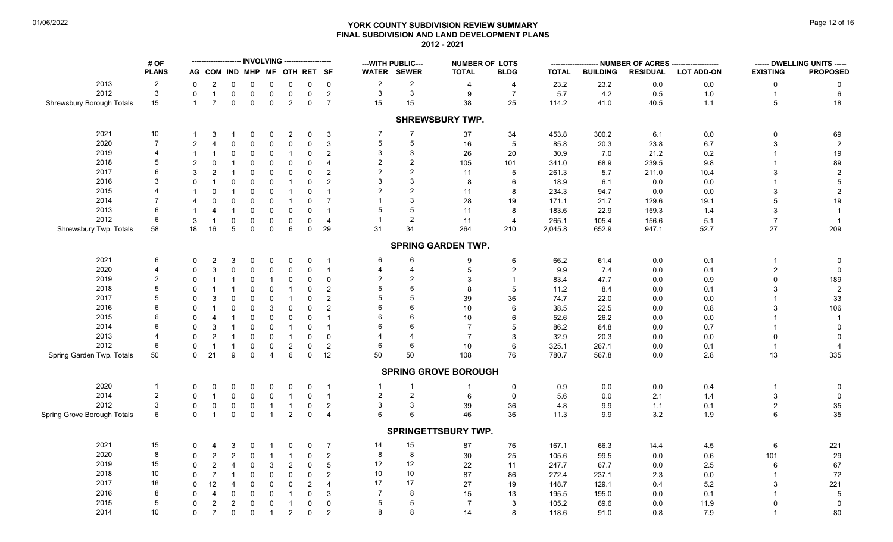# YORK COUNTY SUBDIVISION REVIEW SUMMARY
## FINAL SUBDIVISION AND LAND DEVELOPMENT PLANS
### 2012 - 2021

| | # OF PLANS | INVOLVING | | | | | | | | ---WITH PUBLIC--- | | NUMBER OF LOTS | | NUMBER OF ACRES | | | | DWELLING UNITS | |
|---|---|---|---|---|---|---|---|---|---|---|---|---|---|---|---|---|---|---|---|
| | | AG | COM | IND | MHP | MF | OTH | RET | SF | WATER | SEWER | TOTAL | BLDG | TOTAL | BUILDING | RESIDUAL | LOT ADD-ON | EXISTING | PROPOSED |
| 2013 | 2 | 0 | 2 | 0 | 0 | 0 | 0 | 0 | 0 | 2 | 2 | 4 | 4 | 23.2 | 23.2 | 0.0 | 0.0 | 0 | 0 |
| 2012 | 3 | 0 | 1 | 0 | 0 | 0 | 0 | 0 | 2 | 3 | 3 | 9 | 7 | 5.7 | 4.2 | 0.5 | 1.0 | 1 | 6 |
| Shrewsbury Borough Totals | 15 | 1 | 7 | 0 | 0 | 0 | 2 | 0 | 7 | 15 | 15 | 38 | 25 | 114.2 | 41.0 | 40.5 | 1.1 | 5 | 18 |
| **SHREWSBURY TWP.** | | | | | | | | | | | | | | | | | | | |
| 2021 | 10 | 1 | 3 | 1 | 0 | 0 | 2 | 0 | 3 | 7 | 7 | 37 | 34 | 453.8 | 300.2 | 6.1 | 0.0 | 0 | 69 |
| 2020 | 7 | 2 | 4 | 0 | 0 | 0 | 0 | 0 | 3 | 5 | 5 | 16 | 5 | 85.8 | 20.3 | 23.8 | 6.7 | 3 | 2 |
| 2019 | 4 | 1 | 1 | 0 | 0 | 0 | 1 | 0 | 2 | 3 | 3 | 26 | 20 | 30.9 | 7.0 | 21.2 | 0.2 | 1 | 19 |
| 2018 | 5 | 2 | 0 | 1 | 0 | 0 | 0 | 0 | 4 | 2 | 2 | 105 | 101 | 341.0 | 68.9 | 239.5 | 9.8 | 1 | 89 |
| 2017 | 6 | 3 | 2 | 1 | 0 | 0 | 0 | 0 | 2 | 2 | 2 | 11 | 5 | 261.3 | 5.7 | 211.0 | 10.4 | 3 | 2 |
| 2016 | 3 | 0 | 1 | 0 | 0 | 0 | 1 | 0 | 2 | 3 | 3 | 8 | 6 | 18.9 | 6.1 | 0.0 | 0.0 | 1 | 5 |
| 2015 | 4 | 1 | 0 | 1 | 0 | 0 | 1 | 0 | 1 | 2 | 2 | 11 | 8 | 234.3 | 94.7 | 0.0 | 0.0 | 3 | 2 |
| 2014 | 7 | 4 | 0 | 0 | 0 | 0 | 1 | 0 | 7 | 1 | 3 | 28 | 19 | 171.1 | 21.7 | 129.6 | 19.1 | 5 | 19 |
| 2013 | 6 | 1 | 4 | 1 | 0 | 0 | 0 | 0 | 1 | 5 | 5 | 11 | 8 | 183.6 | 22.9 | 159.3 | 1.4 | 3 | 1 |
| 2012 | 6 | 3 | 1 | 0 | 0 | 0 | 0 | 0 | 4 | 1 | 2 | 11 | 4 | 265.1 | 105.4 | 156.6 | 5.1 | 7 | 1 |
| Shrewsbury Twp. Totals | 58 | 18 | 16 | 5 | 0 | 0 | 6 | 0 | 29 | 31 | 34 | 264 | 210 | 2,045.8 | 652.9 | 947.1 | 52.7 | 27 | 209 |
| **SPRING GARDEN TWP.** | | | | | | | | | | | | | | | | | | | |
| 2021 | 6 | 0 | 2 | 3 | 0 | 0 | 0 | 0 | 1 | 6 | 6 | 9 | 6 | 66.2 | 61.4 | 0.0 | 0.1 | 1 | 0 |
| 2020 | 4 | 0 | 3 | 0 | 0 | 0 | 0 | 0 | 1 | 4 | 4 | 5 | 2 | 9.9 | 7.4 | 0.0 | 0.1 | 2 | 0 |
| 2019 | 2 | 0 | 1 | 1 | 0 | 1 | 0 | 0 | 0 | 2 | 2 | 3 | 1 | 83.4 | 47.7 | 0.0 | 0.9 | 0 | 189 |
| 2018 | 5 | 0 | 1 | 1 | 0 | 0 | 1 | 0 | 2 | 5 | 5 | 8 | 5 | 11.2 | 8.4 | 0.0 | 0.1 | 3 | 2 |
| 2017 | 5 | 0 | 3 | 0 | 0 | 0 | 1 | 0 | 2 | 5 | 5 | 39 | 36 | 74.7 | 22.0 | 0.0 | 0.0 | 1 | 33 |
| 2016 | 6 | 0 | 1 | 0 | 0 | 3 | 0 | 0 | 2 | 6 | 6 | 10 | 6 | 38.5 | 22.5 | 0.0 | 0.8 | 3 | 106 |
| 2015 | 6 | 0 | 4 | 1 | 0 | 0 | 0 | 0 | 1 | 6 | 6 | 10 | 6 | 52.6 | 26.2 | 0.0 | 0.0 | 1 | 1 |
| 2014 | 6 | 0 | 3 | 1 | 0 | 0 | 1 | 0 | 1 | 6 | 6 | 7 | 5 | 86.2 | 84.8 | 0.0 | 0.7 | 1 | 0 |
| 2013 | 4 | 0 | 2 | 1 | 0 | 0 | 1 | 0 | 0 | 4 | 4 | 7 | 3 | 32.9 | 20.3 | 0.0 | 0.0 | 0 | 0 |
| 2012 | 6 | 0 | 1 | 1 | 0 | 0 | 2 | 0 | 2 | 6 | 6 | 10 | 6 | 325.1 | 267.1 | 0.0 | 0.1 | 1 | 4 |
| Spring Garden Twp. Totals | 50 | 0 | 21 | 9 | 0 | 4 | 6 | 0 | 12 | 50 | 50 | 108 | 76 | 780.7 | 567.8 | 0.0 | 2.8 | 13 | 335 |
| **SPRING GROVE BOROUGH** | | | | | | | | | | | | | | | | | | | |
| 2020 | 1 | 0 | 0 | 0 | 0 | 0 | 0 | 0 | 1 | 1 | 1 | 1 | 0 | 0.9 | 0.0 | 0.0 | 0.4 | 1 | 0 |
| 2014 | 2 | 0 | 1 | 0 | 0 | 0 | 1 | 0 | 1 | 2 | 2 | 6 | 0 | 5.6 | 0.0 | 2.1 | 1.4 | 3 | 0 |
| 2012 | 3 | 0 | 0 | 0 | 0 | 1 | 1 | 0 | 2 | 3 | 3 | 39 | 36 | 4.8 | 9.9 | 1.1 | 0.1 | 2 | 35 |
| Spring Grove Borough Totals | 6 | 0 | 1 | 0 | 0 | 1 | 2 | 0 | 4 | 6 | 6 | 46 | 36 | 11.3 | 9.9 | 3.2 | 1.9 | 6 | 35 |
| **SPRINGETTSBURY TWP.** | | | | | | | | | | | | | | | | | | | |
| 2021 | 15 | 0 | 4 | 3 | 0 | 1 | 0 | 0 | 7 | 14 | 15 | 87 | 76 | 167.1 | 66.3 | 14.4 | 4.5 | 6 | 221 |
| 2020 | 8 | 0 | 2 | 2 | 0 | 1 | 1 | 0 | 2 | 8 | 8 | 30 | 25 | 105.6 | 99.5 | 0.0 | 0.6 | 101 | 29 |
| 2019 | 15 | 0 | 2 | 4 | 0 | 3 | 2 | 0 | 5 | 12 | 12 | 22 | 11 | 247.7 | 67.7 | 0.0 | 2.5 | 6 | 67 |
| 2018 | 10 | 0 | 7 | 1 | 0 | 0 | 0 | 0 | 2 | 10 | 10 | 87 | 86 | 272.4 | 237.1 | 2.3 | 0.0 | 1 | 72 |
| 2017 | 18 | 0 | 12 | 4 | 0 | 0 | 0 | 2 | 4 | 17 | 17 | 27 | 19 | 148.7 | 129.1 | 0.4 | 5.2 | 3 | 221 |
| 2016 | 8 | 0 | 4 | 0 | 0 | 0 | 1 | 0 | 3 | 7 | 8 | 15 | 13 | 195.5 | 195.0 | 0.0 | 0.1 | 1 | 5 |
| 2015 | 5 | 0 | 2 | 2 | 0 | 0 | 1 | 0 | 0 | 5 | 5 | 7 | 3 | 105.2 | 69.6 | 0.0 | 11.9 | 0 | 0 |
| 2014 | 10 | 0 | 7 | 0 | 0 | 1 | 2 | 0 | 2 | 8 | 8 | 14 | 8 | 118.6 | 91.0 | 0.8 | 7.9 | 1 | 80 |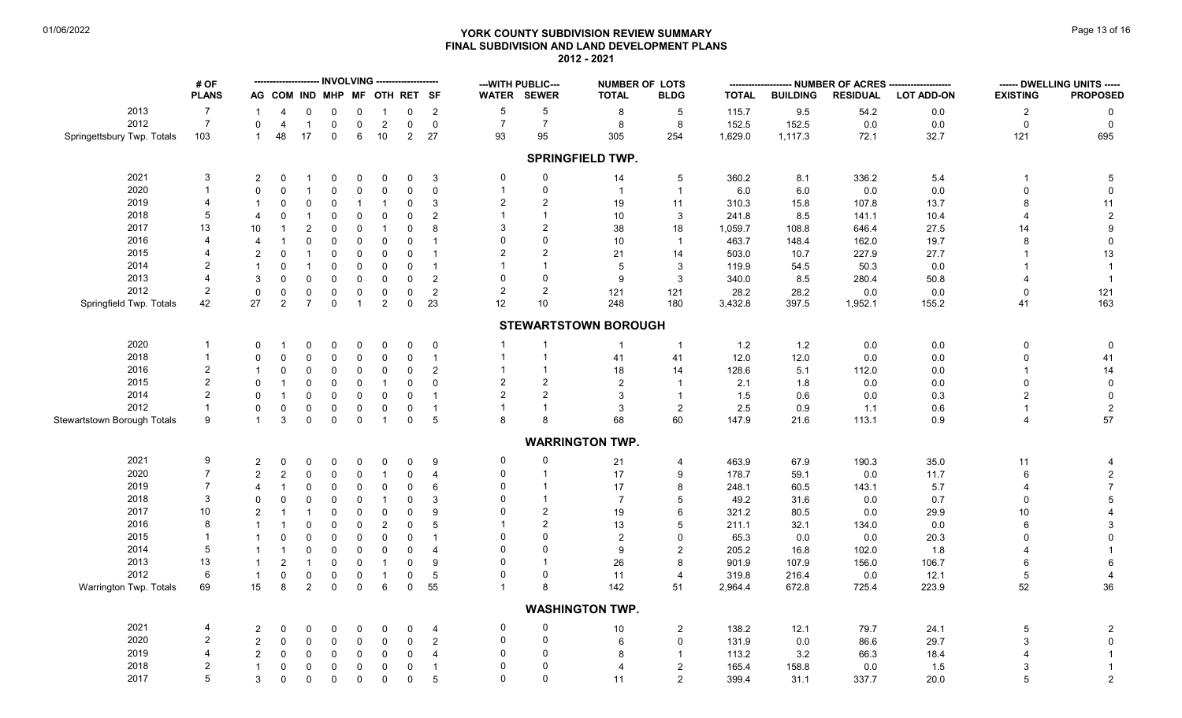# YORK COUNTY SUBDIVISION REVIEW SUMMARY
## FINAL SUBDIVISION AND LAND DEVELOPMENT PLANS
### 2012 - 2021

| | # OF PLANS | INVOLVING AG | COM | IND | MHP | MF | OTH | RET | SF | WITH PUBLIC WATER | SEWER | NUMBER OF LOTS TOTAL | BLDG | NUMBER OF ACRES TOTAL | BUILDING | RESIDUAL | LOT ADD-ON | DWELLING UNITS EXISTING | PROPOSED |
|---|---|---|---|---|---|---|---|---|---|---|---|---|---|---|---|---|---|---|---|
| 2013 | 7 | 1 | 4 | 0 | 0 | 0 | 1 | 0 | 2 | 5 | 5 | 8 | 5 | 115.7 | 9.5 | 54.2 | 0.0 | 2 | 0 |
| 2012 | 7 | 0 | 4 | 1 | 0 | 0 | 2 | 0 | 0 | 7 | 7 | 8 | 8 | 152.5 | 152.5 | 0.0 | 0.0 | 0 | 0 |
| Springettsbury Twp. Totals | 103 | 1 | 48 | 17 | 0 | 6 | 10 | 2 | 27 | 93 | 95 | 305 | 254 | 1,629.0 | 1,117.3 | 72.1 | 32.7 | 121 | 695 |
| **SPRINGFIELD TWP.** | | | | | | | | | | | | | | | | | | | |
| 2021 | 3 | 2 | 0 | 1 | 0 | 0 | 0 | 0 | 3 | 0 | 0 | 14 | 5 | 360.2 | 8.1 | 336.2 | 5.4 | 1 | 5 |
| 2020 | 1 | 0 | 0 | 1 | 0 | 0 | 0 | 0 | 0 | 1 | 0 | 1 | 1 | 6.0 | 6.0 | 0.0 | 0.0 | 0 | 0 |
| 2019 | 4 | 1 | 0 | 0 | 0 | 1 | 1 | 0 | 3 | 2 | 2 | 19 | 11 | 310.3 | 15.8 | 107.8 | 13.7 | 8 | 11 |
| 2018 | 5 | 4 | 0 | 1 | 0 | 0 | 0 | 0 | 2 | 1 | 1 | 10 | 3 | 241.8 | 8.5 | 141.1 | 10.4 | 4 | 2 |
| 2017 | 13 | 10 | 1 | 2 | 0 | 0 | 1 | 0 | 8 | 3 | 2 | 38 | 18 | 1,059.7 | 108.8 | 646.4 | 27.5 | 14 | 9 |
| 2016 | 4 | 4 | 1 | 0 | 0 | 0 | 0 | 0 | 1 | 0 | 0 | 10 | 1 | 463.7 | 148.4 | 162.0 | 19.7 | 8 | 0 |
| 2015 | 4 | 2 | 0 | 1 | 0 | 0 | 0 | 0 | 1 | 2 | 2 | 21 | 14 | 503.0 | 10.7 | 227.9 | 27.7 | 1 | 13 |
| 2014 | 2 | 1 | 0 | 1 | 0 | 0 | 0 | 0 | 1 | 1 | 1 | 5 | 3 | 119.9 | 54.5 | 50.3 | 0.0 | 1 | 1 |
| 2013 | 4 | 3 | 0 | 0 | 0 | 0 | 0 | 0 | 2 | 0 | 0 | 9 | 3 | 340.0 | 8.5 | 280.4 | 50.8 | 4 | 1 |
| 2012 | 2 | 0 | 0 | 0 | 0 | 0 | 0 | 0 | 2 | 2 | 2 | 121 | 121 | 28.2 | 28.2 | 0.0 | 0.0 | 0 | 121 |
| Springfield Twp. Totals | 42 | 27 | 2 | 7 | 0 | 1 | 2 | 0 | 23 | 12 | 10 | 248 | 180 | 3,432.8 | 397.5 | 1,952.1 | 155.2 | 41 | 163 |
| **STEWARTSTOWN BOROUGH** | | | | | | | | | | | | | | | | | | | |
| 2020 | 1 | 0 | 1 | 0 | 0 | 0 | 0 | 0 | 0 | 1 | 1 | 1 | 1 | 1.2 | 1.2 | 0.0 | 0.0 | 0 | 0 |
| 2018 | 1 | 0 | 0 | 0 | 0 | 0 | 0 | 0 | 1 | 1 | 1 | 41 | 41 | 12.0 | 12.0 | 0.0 | 0.0 | 0 | 41 |
| 2016 | 2 | 1 | 0 | 0 | 0 | 0 | 0 | 0 | 2 | 1 | 1 | 18 | 14 | 128.6 | 5.1 | 112.0 | 0.0 | 1 | 14 |
| 2015 | 2 | 0 | 1 | 0 | 0 | 0 | 1 | 0 | 0 | 2 | 2 | 2 | 1 | 2.1 | 1.8 | 0.0 | 0.0 | 0 | 0 |
| 2014 | 2 | 0 | 1 | 0 | 0 | 0 | 0 | 0 | 1 | 2 | 2 | 3 | 1 | 1.5 | 0.6 | 0.0 | 0.3 | 2 | 0 |
| 2012 | 1 | 0 | 0 | 0 | 0 | 0 | 0 | 0 | 1 | 1 | 1 | 3 | 2 | 2.5 | 0.9 | 1.1 | 0.6 | 1 | 2 |
| Stewartstown Borough Totals | 9 | 1 | 3 | 0 | 0 | 0 | 1 | 0 | 5 | 8 | 8 | 68 | 60 | 147.9 | 21.6 | 113.1 | 0.9 | 4 | 57 |
| **WARRINGTON TWP.** | | | | | | | | | | | | | | | | | | | |
| 2021 | 9 | 2 | 0 | 0 | 0 | 0 | 0 | 0 | 9 | 0 | 0 | 21 | 4 | 463.9 | 67.9 | 190.3 | 35.0 | 11 | 4 |
| 2020 | 7 | 2 | 2 | 0 | 0 | 0 | 1 | 0 | 4 | 0 | 1 | 17 | 9 | 178.7 | 59.1 | 0.0 | 11.7 | 6 | 2 |
| 2019 | 7 | 4 | 1 | 0 | 0 | 0 | 0 | 0 | 6 | 0 | 1 | 17 | 8 | 248.1 | 60.5 | 143.1 | 5.7 | 4 | 7 |
| 2018 | 3 | 0 | 0 | 0 | 0 | 0 | 1 | 0 | 3 | 0 | 1 | 7 | 5 | 49.2 | 31.6 | 0.0 | 0.7 | 0 | 5 |
| 2017 | 10 | 2 | 1 | 1 | 0 | 0 | 0 | 0 | 9 | 0 | 2 | 19 | 6 | 321.2 | 80.5 | 0.0 | 29.9 | 10 | 4 |
| 2016 | 8 | 1 | 1 | 0 | 0 | 0 | 2 | 0 | 5 | 1 | 2 | 13 | 5 | 211.1 | 32.1 | 134.0 | 0.0 | 6 | 3 |
| 2015 | 1 | 1 | 0 | 0 | 0 | 0 | 0 | 0 | 1 | 0 | 0 | 2 | 0 | 65.3 | 0.0 | 0.0 | 20.3 | 0 | 0 |
| 2014 | 5 | 1 | 1 | 0 | 0 | 0 | 0 | 0 | 4 | 0 | 0 | 9 | 2 | 205.2 | 16.8 | 102.0 | 1.8 | 4 | 1 |
| 2013 | 13 | 1 | 2 | 1 | 0 | 0 | 1 | 0 | 9 | 0 | 1 | 26 | 8 | 901.9 | 107.9 | 156.0 | 106.7 | 6 | 6 |
| 2012 | 6 | 1 | 0 | 0 | 0 | 0 | 1 | 0 | 5 | 0 | 0 | 11 | 4 | 319.8 | 216.4 | 0.0 | 12.1 | 5 | 4 |
| Warrington Twp. Totals | 69 | 15 | 8 | 2 | 0 | 0 | 6 | 0 | 55 | 1 | 8 | 142 | 51 | 2,964.4 | 672.8 | 725.4 | 223.9 | 52 | 36 |
| **WASHINGTON TWP.** | | | | | | | | | | | | | | | | | | | |
| 2021 | 4 | 2 | 0 | 0 | 0 | 0 | 0 | 0 | 4 | 0 | 0 | 10 | 2 | 138.2 | 12.1 | 79.7 | 24.1 | 5 | 2 |
| 2020 | 2 | 2 | 0 | 0 | 0 | 0 | 0 | 0 | 2 | 0 | 0 | 6 | 0 | 131.9 | 0.0 | 86.6 | 29.7 | 3 | 0 |
| 2019 | 4 | 2 | 0 | 0 | 0 | 0 | 0 | 0 | 4 | 0 | 0 | 8 | 1 | 113.2 | 3.2 | 66.3 | 18.4 | 4 | 1 |
| 2018 | 2 | 1 | 0 | 0 | 0 | 0 | 0 | 0 | 1 | 0 | 0 | 4 | 2 | 165.4 | 158.8 | 0.0 | 1.5 | 3 | 1 |
| 2017 | 5 | 3 | 0 | 0 | 0 | 0 | 0 | 0 | 5 | 0 | 0 | 11 | 2 | 399.4 | 31.1 | 337.7 | 20.0 | 5 | 2 |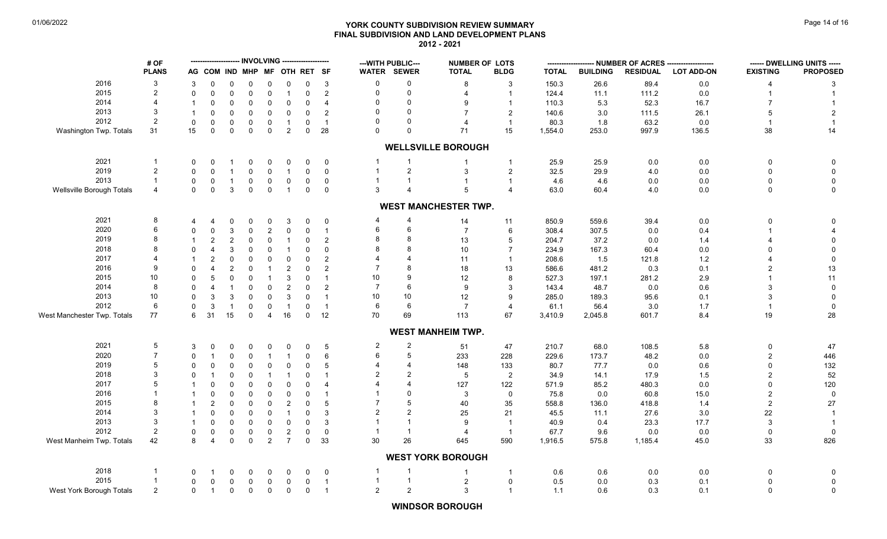# YORK COUNTY SUBDIVISION REVIEW SUMMARY
## FINAL SUBDIVISION AND LAND DEVELOPMENT PLANS
### 2012 - 2021

| | # OF PLANS | INVOLVING | | | | | | | | ---WITH PUBLIC--- | | NUMBER OF LOTS | | NUMBER OF ACRES | | | | DWELLING UNITS | |
|---|---|---|---|---|---|---|---|---|---|---|---|---|---|---|---|---|---|---|---|
| | | AG | COM | IND | MHP | MF | OTH | RET | SF | WATER | SEWER | TOTAL | BLDG | TOTAL | BUILDING | RESIDUAL | LOT ADD-ON | EXISTING | PROPOSED |
| 2016 | 3 | 3 | 0 | 0 | 0 | 0 | 0 | 0 | 3 | 0 | 0 | 8 | 3 | 150.3 | 26.6 | 89.4 | 0.0 | 4 | 3 |
| 2015 | 2 | 0 | 0 | 0 | 0 | 0 | 1 | 0 | 2 | 0 | 0 | 4 | 1 | 124.4 | 11.1 | 111.2 | 0.0 | 1 | 1 |
| 2014 | 4 | 1 | 0 | 0 | 0 | 0 | 0 | 0 | 4 | 0 | 0 | 9 | 1 | 110.3 | 5.3 | 52.3 | 16.7 | 7 | 1 |
| 2013 | 3 | 1 | 0 | 0 | 0 | 0 | 0 | 0 | 2 | 0 | 0 | 7 | 2 | 140.6 | 3.0 | 111.5 | 26.1 | 5 | 2 |
| 2012 | 2 | 0 | 0 | 0 | 0 | 0 | 1 | 0 | 1 | 0 | 0 | 4 | 1 | 80.3 | 1.8 | 63.2 | 0.0 | 1 | 1 |
| Washington Twp. Totals | 31 | 15 | 0 | 0 | 0 | 0 | 2 | 0 | 28 | 0 | 0 | 71 | 15 | 1,554.0 | 253.0 | 997.9 | 136.5 | 38 | 14 |
| **WELLSVILLE BOROUGH** | | | | | | | | | | | | | | | | | | | |
| 2021 | 1 | 0 | 0 | 1 | 0 | 0 | 0 | 0 | 0 | 1 | 1 | 1 | 1 | 25.9 | 25.9 | 0.0 | 0.0 | 0 | 0 |
| 2019 | 2 | 0 | 0 | 1 | 0 | 0 | 1 | 0 | 0 | 1 | 2 | 3 | 2 | 32.5 | 29.9 | 4.0 | 0.0 | 0 | 0 |
| 2013 | 1 | 0 | 0 | 1 | 0 | 0 | 0 | 0 | 0 | 1 | 1 | 1 | 1 | 4.6 | 4.6 | 0.0 | 0.0 | 0 | 0 |
| Wellsville Borough Totals | 4 | 0 | 0 | 3 | 0 | 0 | 1 | 0 | 0 | 3 | 4 | 5 | 4 | 63.0 | 60.4 | 4.0 | 0.0 | 0 | 0 |
| **WEST MANCHESTER TWP.** | | | | | | | | | | | | | | | | | | | |
| 2021 | 8 | 4 | 4 | 0 | 0 | 0 | 3 | 0 | 0 | 4 | 4 | 14 | 11 | 850.9 | 559.6 | 39.4 | 0.0 | 0 | 0 |
| 2020 | 6 | 0 | 0 | 3 | 0 | 2 | 0 | 0 | 1 | 6 | 6 | 7 | 6 | 308.4 | 307.5 | 0.0 | 0.4 | 1 | 4 |
| 2019 | 8 | 1 | 2 | 2 | 0 | 0 | 1 | 0 | 2 | 8 | 8 | 13 | 5 | 204.7 | 37.2 | 0.0 | 1.4 | 4 | 0 |
| 2018 | 8 | 0 | 4 | 3 | 0 | 0 | 1 | 0 | 0 | 8 | 8 | 10 | 7 | 234.9 | 167.3 | 60.4 | 0.0 | 0 | 0 |
| 2017 | 4 | 1 | 2 | 0 | 0 | 0 | 0 | 0 | 2 | 4 | 4 | 11 | 1 | 208.6 | 1.5 | 121.8 | 1.2 | 4 | 0 |
| 2016 | 9 | 0 | 4 | 2 | 0 | 1 | 2 | 0 | 2 | 7 | 8 | 18 | 13 | 586.6 | 481.2 | 0.3 | 0.1 | 2 | 13 |
| 2015 | 10 | 0 | 5 | 0 | 0 | 1 | 3 | 0 | 1 | 10 | 9 | 12 | 8 | 527.3 | 197.1 | 281.2 | 2.9 | 1 | 11 |
| 2014 | 8 | 0 | 4 | 1 | 0 | 0 | 2 | 0 | 2 | 7 | 6 | 9 | 3 | 143.4 | 48.7 | 0.0 | 0.6 | 3 | 0 |
| 2013 | 10 | 0 | 3 | 3 | 0 | 0 | 3 | 0 | 1 | 10 | 10 | 12 | 9 | 285.0 | 189.3 | 95.6 | 0.1 | 3 | 0 |
| 2012 | 6 | 0 | 3 | 1 | 0 | 0 | 1 | 0 | 1 | 6 | 6 | 7 | 4 | 61.1 | 56.4 | 3.0 | 1.7 | 1 | 0 |
| West Manchester Twp. Totals | 77 | 6 | 31 | 15 | 0 | 4 | 16 | 0 | 12 | 70 | 69 | 113 | 67 | 3,410.9 | 2,045.8 | 601.7 | 8.4 | 19 | 28 |
| **WEST MANHEIM TWP.** | | | | | | | | | | | | | | | | | | | |
| 2021 | 5 | 3 | 0 | 0 | 0 | 0 | 0 | 0 | 5 | 2 | 2 | 51 | 47 | 210.7 | 68.0 | 108.5 | 5.8 | 0 | 47 |
| 2020 | 7 | 0 | 1 | 0 | 0 | 1 | 1 | 0 | 6 | 6 | 5 | 233 | 228 | 229.6 | 173.7 | 48.2 | 0.0 | 2 | 446 |
| 2019 | 5 | 0 | 0 | 0 | 0 | 0 | 0 | 0 | 5 | 4 | 4 | 148 | 133 | 80.7 | 77.7 | 0.0 | 0.6 | 0 | 132 |
| 2018 | 3 | 0 | 1 | 0 | 0 | 1 | 1 | 0 | 1 | 2 | 2 | 5 | 2 | 34.9 | 14.1 | 17.9 | 1.5 | 2 | 52 |
| 2017 | 5 | 1 | 0 | 0 | 0 | 0 | 0 | 0 | 4 | 4 | 4 | 127 | 122 | 571.9 | 85.2 | 480.3 | 0.0 | 0 | 120 |
| 2016 | 1 | 1 | 0 | 0 | 0 | 0 | 0 | 0 | 1 | 1 | 0 | 3 | 0 | 75.8 | 0.0 | 60.8 | 15.0 | 2 | 0 |
| 2015 | 8 | 1 | 2 | 0 | 0 | 0 | 2 | 0 | 5 | 7 | 5 | 40 | 35 | 558.8 | 136.0 | 418.8 | 1.4 | 2 | 27 |
| 2014 | 3 | 1 | 0 | 0 | 0 | 0 | 1 | 0 | 3 | 2 | 2 | 25 | 21 | 45.5 | 11.1 | 27.6 | 3.0 | 22 | 1 |
| 2013 | 3 | 1 | 0 | 0 | 0 | 0 | 0 | 0 | 3 | 1 | 1 | 9 | 1 | 40.9 | 0.4 | 23.3 | 17.7 | 3 | 1 |
| 2012 | 2 | 0 | 0 | 0 | 0 | 0 | 2 | 0 | 0 | 1 | 1 | 4 | 1 | 67.7 | 9.6 | 0.0 | 0.0 | 0 | 0 |
| West Manheim Twp. Totals | 42 | 8 | 4 | 0 | 0 | 2 | 7 | 0 | 33 | 30 | 26 | 645 | 590 | 1,916.5 | 575.8 | 1,185.4 | 45.0 | 33 | 826 |
| **WEST YORK BOROUGH** | | | | | | | | | | | | | | | | | | | |
| 2018 | 1 | 0 | 1 | 0 | 0 | 0 | 0 | 0 | 0 | 1 | 1 | 1 | 1 | 0.6 | 0.6 | 0.0 | 0.0 | 0 | 0 |
| 2015 | 1 | 0 | 0 | 0 | 0 | 0 | 0 | 0 | 1 | 1 | 1 | 2 | 0 | 0.5 | 0.0 | 0.3 | 0.1 | 0 | 0 |
| West York Borough Totals | 2 | 0 | 1 | 0 | 0 | 0 | 0 | 0 | 1 | 2 | 2 | 3 | 1 | 1.1 | 0.6 | 0.3 | 0.1 | 0 | 0 |

**WINDSOR BOROUGH**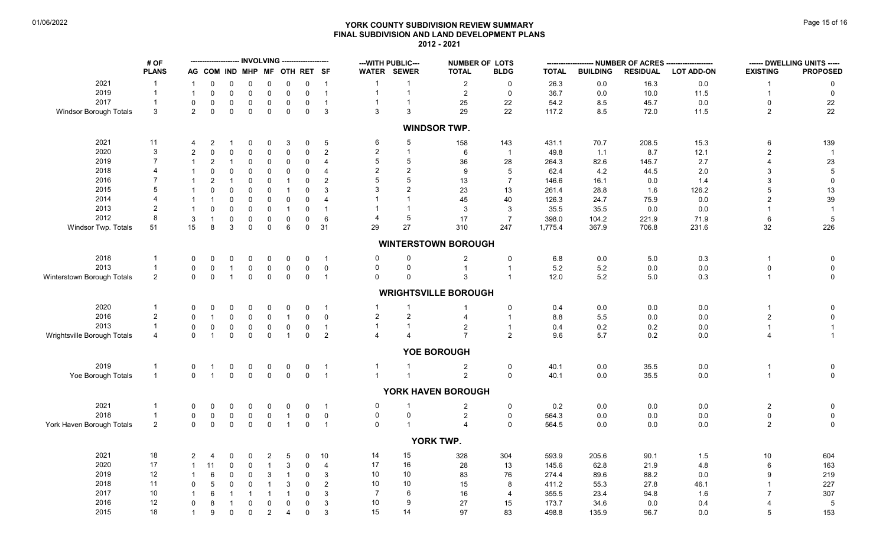# YORK COUNTY SUBDIVISION REVIEW SUMMARY
## FINAL SUBDIVISION AND LAND DEVELOPMENT PLANS
### 2012 - 2021

| | # OF PLANS | INVOLVING AG | COM | IND | MHP | MF | OTH | RET | SF | WITH PUBLIC WATER | SEWER | NUMBER OF LOTS TOTAL | BLDG | NUMBER OF ACRES TOTAL | BUILDING | RESIDUAL | LOT ADD-ON | DWELLING UNITS EXISTING | PROPOSED |
|---|---|---|---|---|---|---|---|---|---|---|---|---|---|---|---|---|---|---|---|
| 2021 | 1 | 1 | 0 | 0 | 0 | 0 | 0 | 0 | 1 | 1 | 1 | 2 | 0 | 26.3 | 0.0 | 16.3 | 0.0 | 1 | 0 |
| 2019 | 1 | 1 | 0 | 0 | 0 | 0 | 0 | 0 | 1 | 1 | 1 | 2 | 0 | 36.7 | 0.0 | 10.0 | 11.5 | 1 | 0 |
| 2017 | 1 | 0 | 0 | 0 | 0 | 0 | 0 | 0 | 1 | 1 | 1 | 25 | 22 | 54.2 | 8.5 | 45.7 | 0.0 | 0 | 22 |
| Windsor Borough Totals | 3 | 2 | 0 | 0 | 0 | 0 | 0 | 0 | 3 | 3 | 3 | 29 | 22 | 117.2 | 8.5 | 72.0 | 11.5 | 2 | 22 |
| **WINDSOR TWP.** | | | | | | | | | | | | | | | | | | | |
| 2021 | 11 | 4 | 2 | 1 | 0 | 0 | 3 | 0 | 5 | 6 | 5 | 158 | 143 | 431.1 | 70.7 | 208.5 | 15.3 | 6 | 139 |
| 2020 | 3 | 2 | 0 | 0 | 0 | 0 | 0 | 0 | 2 | 2 | 1 | 6 | 1 | 49.8 | 1.1 | 8.7 | 12.1 | 2 | 1 |
| 2019 | 7 | 1 | 2 | 1 | 0 | 0 | 0 | 0 | 4 | 5 | 5 | 36 | 28 | 264.3 | 82.6 | 145.7 | 2.7 | 4 | 23 |
| 2018 | 4 | 1 | 0 | 0 | 0 | 0 | 0 | 0 | 4 | 2 | 2 | 9 | 5 | 62.4 | 4.2 | 44.5 | 2.0 | 3 | 5 |
| 2016 | 7 | 1 | 2 | 1 | 0 | 0 | 1 | 0 | 2 | 5 | 5 | 13 | 7 | 146.6 | 16.1 | 0.0 | 1.4 | 3 | 0 |
| 2015 | 5 | 1 | 0 | 0 | 0 | 0 | 1 | 0 | 3 | 3 | 2 | 23 | 13 | 261.4 | 28.8 | 1.6 | 126.2 | 5 | 13 |
| 2014 | 4 | 1 | 1 | 0 | 0 | 0 | 0 | 0 | 4 | 1 | 1 | 45 | 40 | 126.3 | 24.7 | 75.9 | 0.0 | 2 | 39 |
| 2013 | 2 | 1 | 0 | 0 | 0 | 0 | 1 | 0 | 1 | 1 | 1 | 3 | 3 | 35.5 | 35.5 | 0.0 | 0.0 | 1 | 1 |
| 2012 | 8 | 3 | 1 | 0 | 0 | 0 | 0 | 0 | 6 | 4 | 5 | 17 | 7 | 398.0 | 104.2 | 221.9 | 71.9 | 6 | 5 |
| Windsor Twp. Totals | 51 | 15 | 8 | 3 | 0 | 0 | 6 | 0 | 31 | 29 | 27 | 310 | 247 | 1,775.4 | 367.9 | 706.8 | 231.6 | 32 | 226 |
| **WINTERSTOWN BOROUGH** | | | | | | | | | | | | | | | | | | | |
| 2018 | 1 | 0 | 0 | 0 | 0 | 0 | 0 | 0 | 1 | 0 | 0 | 2 | 0 | 6.8 | 0.0 | 5.0 | 0.3 | 1 | 0 |
| 2013 | 1 | 0 | 0 | 1 | 0 | 0 | 0 | 0 | 0 | 0 | 0 | 1 | 1 | 5.2 | 5.2 | 0.0 | 0.0 | 0 | 0 |
| Winterstown Borough Totals | 2 | 0 | 0 | 1 | 0 | 0 | 0 | 0 | 1 | 0 | 0 | 3 | 1 | 12.0 | 5.2 | 5.0 | 0.3 | 1 | 0 |
| **WRIGHTSVILLE BOROUGH** | | | | | | | | | | | | | | | | | | | |
| 2020 | 1 | 0 | 0 | 0 | 0 | 0 | 0 | 0 | 1 | 1 | 1 | 1 | 0 | 0.4 | 0.0 | 0.0 | 0.0 | 1 | 0 |
| 2016 | 2 | 0 | 1 | 0 | 0 | 0 | 1 | 0 | 0 | 2 | 2 | 4 | 1 | 8.8 | 5.5 | 0.0 | 0.0 | 2 | 0 |
| 2013 | 1 | 0 | 0 | 0 | 0 | 0 | 0 | 0 | 1 | 1 | 1 | 2 | 1 | 0.4 | 0.2 | 0.2 | 0.0 | 1 | 1 |
| Wrightsville Borough Totals | 4 | 0 | 1 | 0 | 0 | 0 | 1 | 0 | 2 | 4 | 4 | 7 | 2 | 9.6 | 5.7 | 0.2 | 0.0 | 4 | 1 |
| **YOE BOROUGH** | | | | | | | | | | | | | | | | | | | |
| 2019 | 1 | 0 | 1 | 0 | 0 | 0 | 0 | 0 | 1 | 1 | 1 | 2 | 0 | 40.1 | 0.0 | 35.5 | 0.0 | 1 | 0 |
| Yoe Borough Totals | 1 | 0 | 1 | 0 | 0 | 0 | 0 | 0 | 1 | 1 | 1 | 2 | 0 | 40.1 | 0.0 | 35.5 | 0.0 | 1 | 0 |
| **YORK HAVEN BOROUGH** | | | | | | | | | | | | | | | | | | | |
| 2021 | 1 | 0 | 0 | 0 | 0 | 0 | 0 | 0 | 1 | 0 | 1 | 2 | 0 | 0.2 | 0.0 | 0.0 | 0.0 | 2 | 0 |
| 2018 | 1 | 0 | 0 | 0 | 0 | 0 | 1 | 0 | 0 | 0 | 0 | 2 | 0 | 564.3 | 0.0 | 0.0 | 0.0 | 0 | 0 |
| York Haven Borough Totals | 2 | 0 | 0 | 0 | 0 | 0 | 1 | 0 | 1 | 0 | 1 | 4 | 0 | 564.5 | 0.0 | 0.0 | 0.0 | 2 | 0 |
| **YORK TWP.** | | | | | | | | | | | | | | | | | | | |
| 2021 | 18 | 2 | 4 | 0 | 0 | 2 | 5 | 0 | 10 | 14 | 15 | 328 | 304 | 593.9 | 205.6 | 90.1 | 1.5 | 10 | 604 |
| 2020 | 17 | 1 | 11 | 0 | 0 | 1 | 3 | 0 | 4 | 17 | 16 | 28 | 13 | 145.6 | 62.8 | 21.9 | 4.8 | 6 | 163 |
| 2019 | 12 | 1 | 6 | 0 | 0 | 3 | 1 | 0 | 3 | 10 | 10 | 83 | 76 | 274.4 | 89.6 | 88.2 | 0.0 | 9 | 219 |
| 2018 | 11 | 0 | 5 | 0 | 0 | 1 | 3 | 0 | 2 | 10 | 10 | 15 | 8 | 411.2 | 55.3 | 27.8 | 46.1 | 1 | 227 |
| 2017 | 10 | 1 | 6 | 1 | 1 | 1 | 1 | 0 | 3 | 7 | 6 | 16 | 4 | 355.5 | 23.4 | 94.8 | 1.6 | 7 | 307 |
| 2016 | 12 | 0 | 8 | 1 | 0 | 0 | 0 | 0 | 3 | 10 | 9 | 27 | 15 | 173.7 | 34.6 | 0.0 | 0.4 | 4 | 5 |
| 2015 | 18 | 1 | 9 | 0 | 0 | 2 | 4 | 0 | 3 | 15 | 14 | 97 | 83 | 498.8 | 135.9 | 96.7 | 0.0 | 5 | 153 |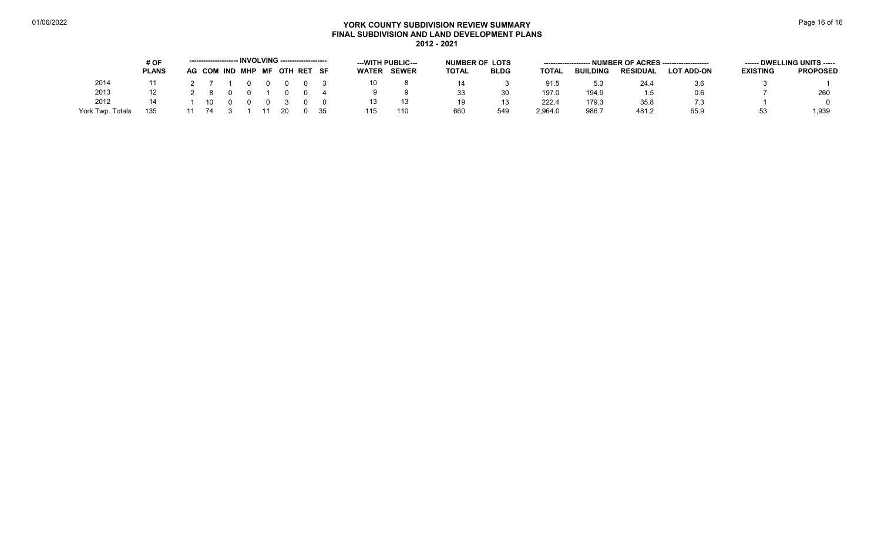# YORK COUNTY SUBDIVISION REVIEW SUMMARY
## FINAL SUBDIVISION AND LAND DEVELOPMENT PLANS
### 2012 - 2021

| | # OF | INVOLVING | | | | | | | | WITH PUBLIC | | NUMBER OF LOTS | | NUMBER OF ACRES | | | | DWELLING UNITS | |
|---|---|---|---|---|---|---|---|---|---|---|---|---|---|---|---|---|---|---|---|
| | PLANS | AG | COM | IND | MHP | MF | OTH | RET | SF | WATER | SEWER | TOTAL | BLDG | TOTAL | BUILDING | RESIDUAL | LOT ADD-ON | EXISTING | PROPOSED |
| 2014 | 11 | 2 | 7 | 1 | 0 | 0 | 0 | 0 | 3 | 10 | 8 | 14 | 3 | 91.5 | 5.3 | 24.4 | 3.6 | 3 | 1 |
| 2013 | 12 | 2 | 8 | 0 | 0 | 1 | 0 | 0 | 4 | 9 | 9 | 33 | 30 | 197.0 | 194.9 | 1.5 | 0.6 | 7 | 260 |
| 2012 | 14 | 1 | 10 | 0 | 0 | 0 | 3 | 0 | 0 | 13 | 13 | 19 | 13 | 222.4 | 179.3 | 35.8 | 7.3 | 1 | 0 |
| York Twp. Totals | 135 | 11 | 74 | 3 | 1 | 11 | 20 | 0 | 35 | 115 | 110 | 660 | 549 | 2,964.0 | 986.7 | 481.2 | 65.9 | 53 | 1,939 |